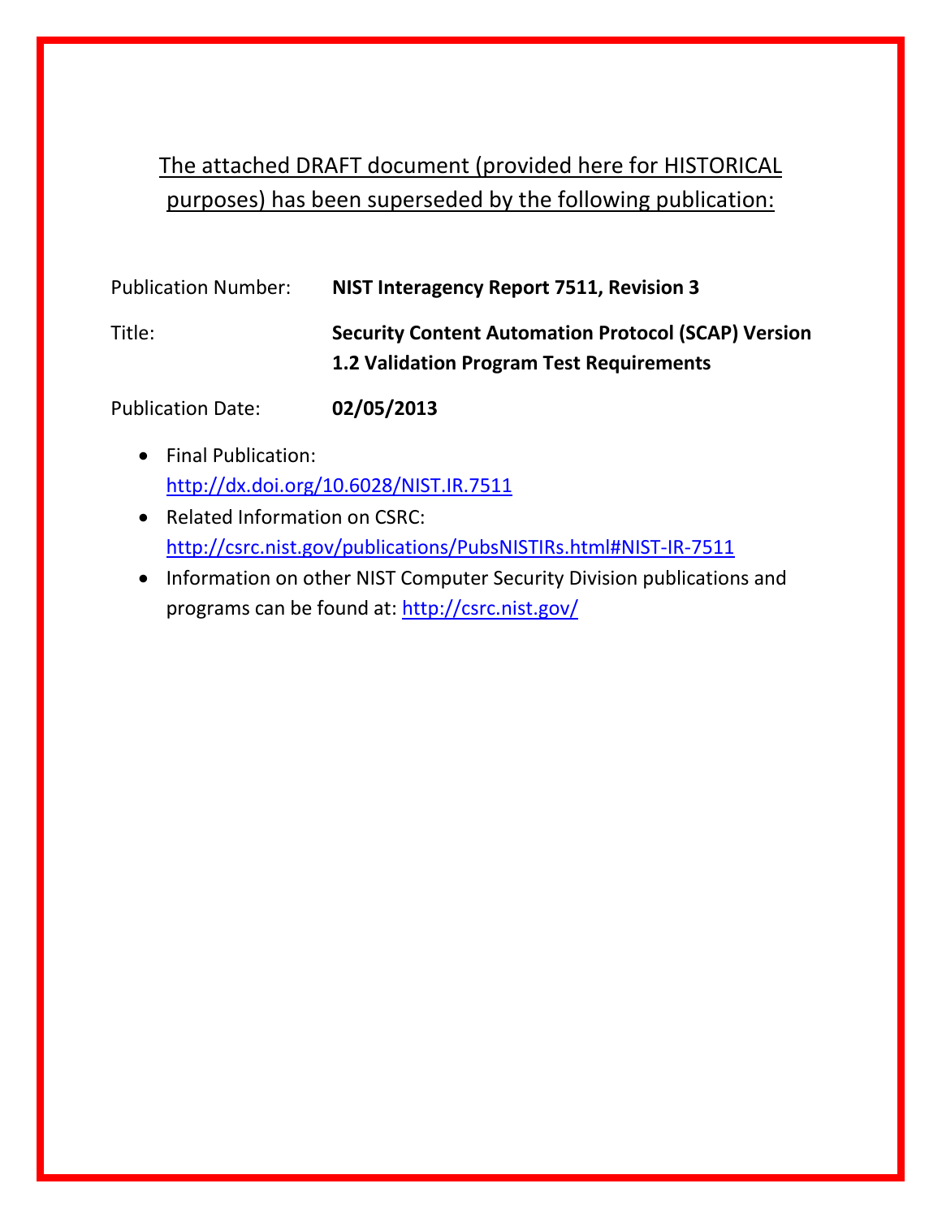The attached DRAFT document (provided here for HISTORICAL purposes) has been superseded by the following publication:

Publication Number: **NIST Interagency Report 7511, Revision 3**

Title: **Security Content Automation Protocol (SCAP) Version 1.2 Validation Program Test Requirements**

Publication Date: **02/05/2013**

- Final Publication: http://dx.doi.org/10.6028/NIST.IR.7511
- Related Information on CSRC: http://csrc.nist.gov/publications/PubsNISTIRs.html#NIST-IR-7511
- Information on other NIST Computer Security Division publications and programs can be found at: http://csrc.nist.gov/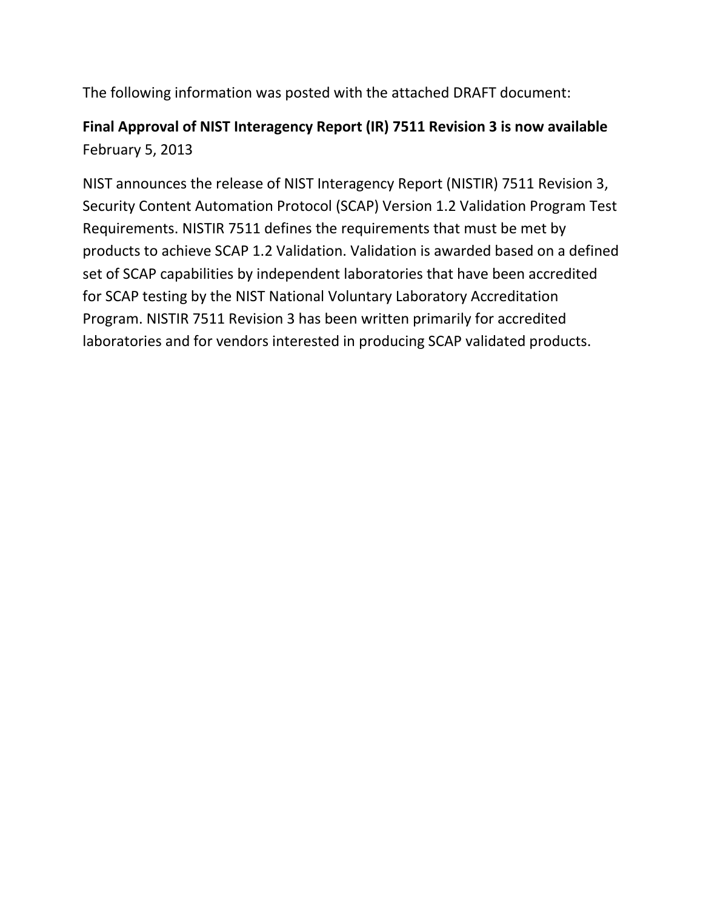The following information was posted with the attached DRAFT document:

**Final Approval of NIST Interagency Report (IR) 7511 Revision 3 is now available**
February 5, 2013

NIST announces the release of NIST Interagency Report (NISTIR) 7511 Revision 3, Security Content Automation Protocol (SCAP) Version 1.2 Validation Program Test Requirements. NISTIR 7511 defines the requirements that must be met by products to achieve SCAP 1.2 Validation. Validation is awarded based on a defined set of SCAP capabilities by independent laboratories that have been accredited for SCAP testing by the NIST National Voluntary Laboratory Accreditation Program. NISTIR 7511 Revision 3 has been written primarily for accredited laboratories and for vendors interested in producing SCAP validated products.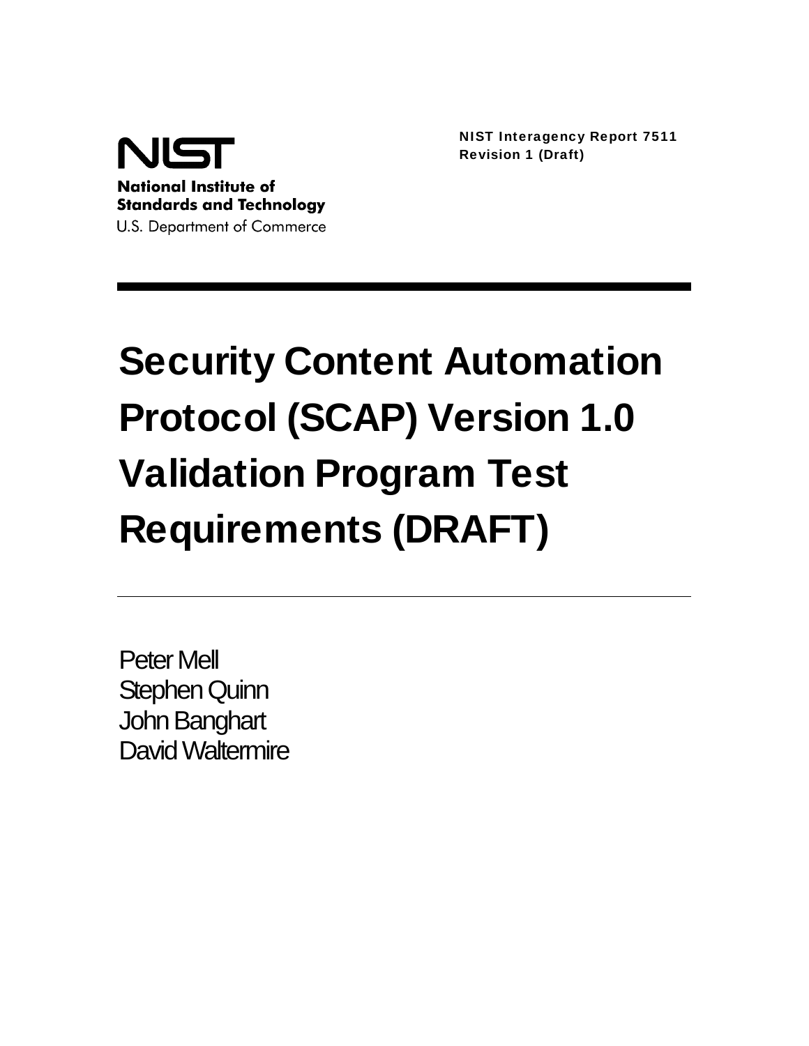NIST Interagency Report 7511
Revision 1 (Draft)

**National Institute of Standards and Technology**
U.S. Department of Commerce

# Security Content Automation Protocol (SCAP) Version 1.0 Validation Program Test Requirements (DRAFT)

Peter Mell
Stephen Quinn
John Banghart
David Waltermire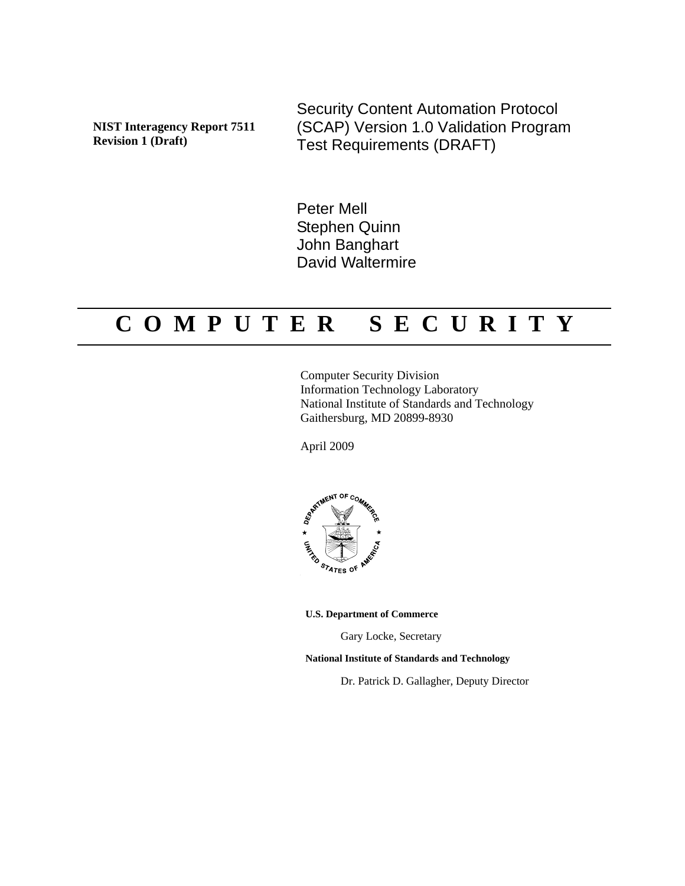**NIST Interagency Report 7511**
**Revision 1 (Draft)**

# Security Content Automation Protocol (SCAP) Version 1.0 Validation Program Test Requirements (DRAFT)

Peter Mell
Stephen Quinn
John Banghart
David Waltermire

# C O M P U T E R  S E C U R I T Y

Computer Security Division
Information Technology Laboratory
National Institute of Standards and Technology
Gaithersburg, MD 20899-8930

April 2009

**U.S. Department of Commerce**

Gary Locke, Secretary

**National Institute of Standards and Technology**

Dr. Patrick D. Gallagher, Deputy Director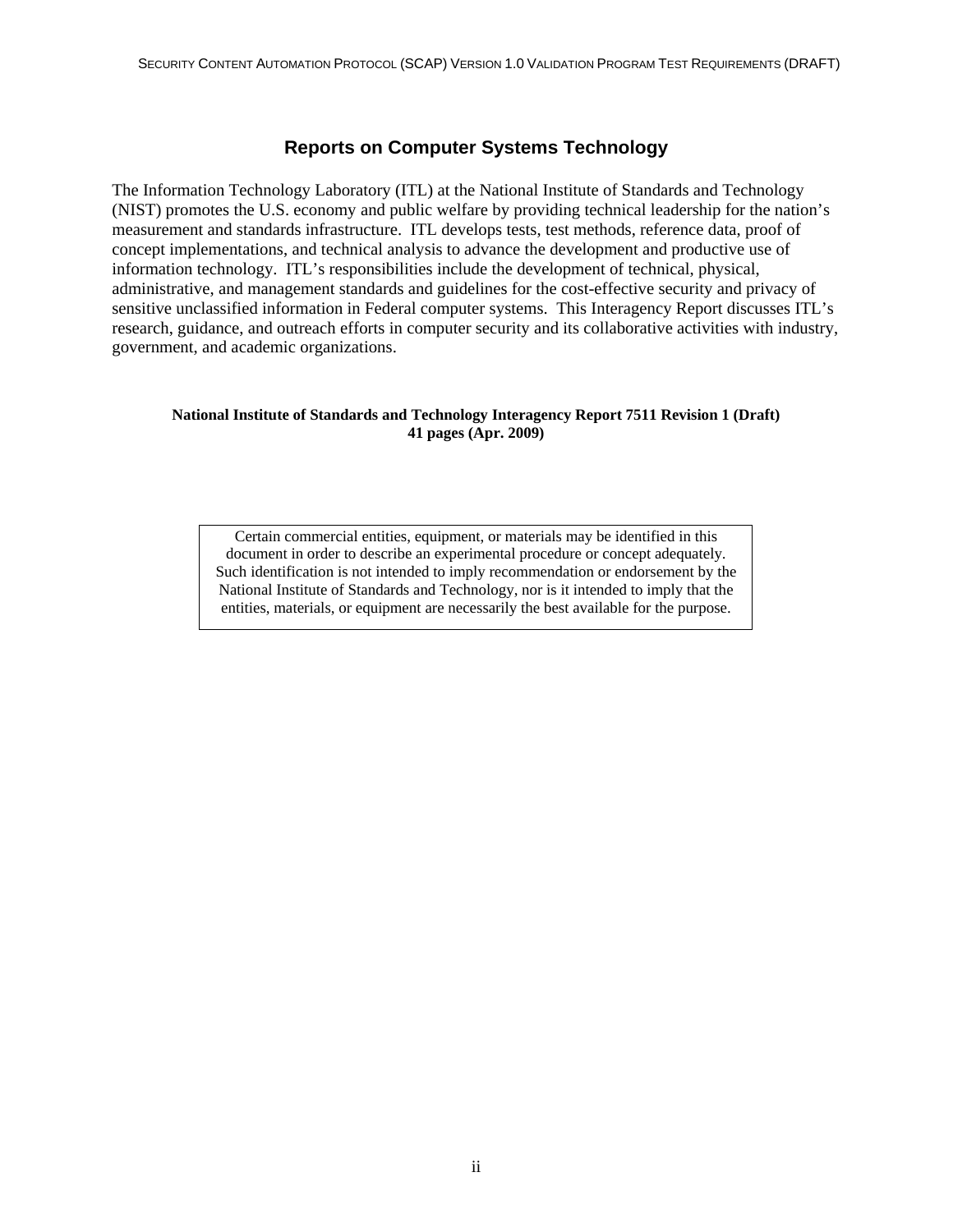## Reports on Computer Systems Technology

The Information Technology Laboratory (ITL) at the National Institute of Standards and Technology (NIST) promotes the U.S. economy and public welfare by providing technical leadership for the nation's measurement and standards infrastructure. ITL develops tests, test methods, reference data, proof of concept implementations, and technical analysis to advance the development and productive use of information technology. ITL's responsibilities include the development of technical, physical, administrative, and management standards and guidelines for the cost-effective security and privacy of sensitive unclassified information in Federal computer systems. This Interagency Report discusses ITL's research, guidance, and outreach efforts in computer security and its collaborative activities with industry, government, and academic organizations.

**National Institute of Standards and Technology Interagency Report 7511 Revision 1 (Draft)**
**41 pages (Apr. 2009)**

Certain commercial entities, equipment, or materials may be identified in this document in order to describe an experimental procedure or concept adequately. Such identification is not intended to imply recommendation or endorsement by the National Institute of Standards and Technology, nor is it intended to imply that the entities, materials, or equipment are necessarily the best available for the purpose.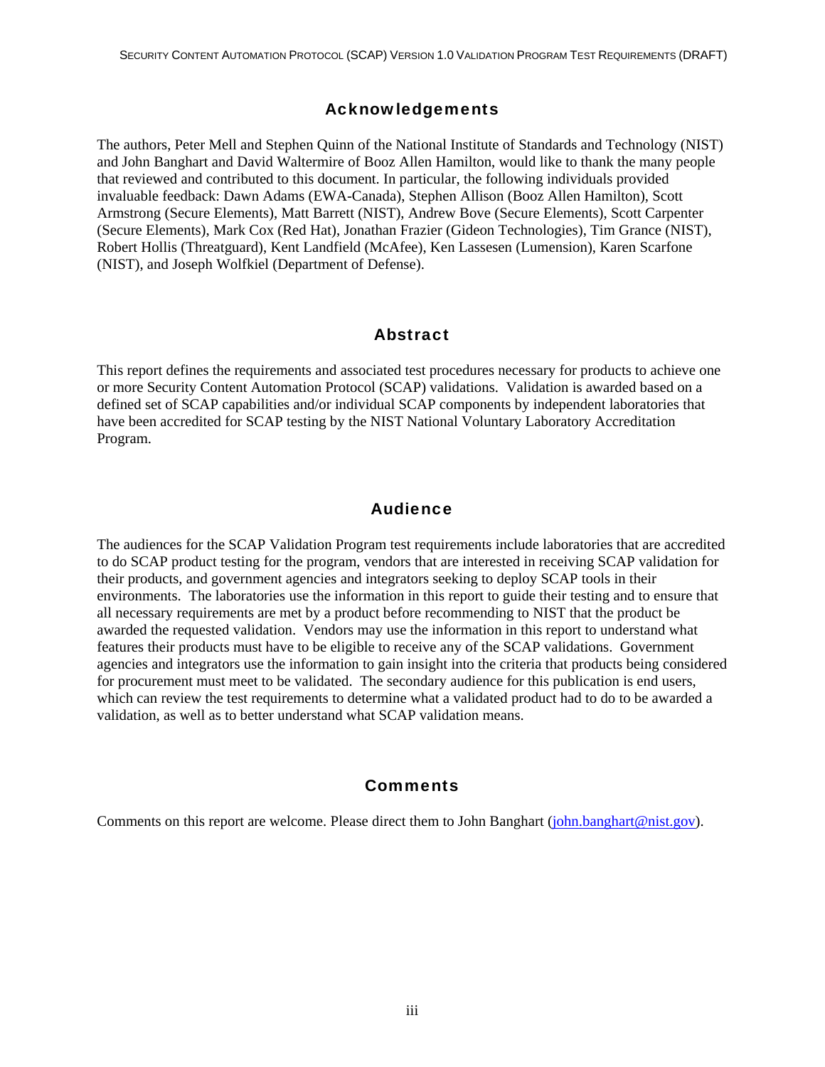## Acknowledgements

The authors, Peter Mell and Stephen Quinn of the National Institute of Standards and Technology (NIST) and John Banghart and David Waltermire of Booz Allen Hamilton, would like to thank the many people that reviewed and contributed to this document. In particular, the following individuals provided invaluable feedback: Dawn Adams (EWA-Canada), Stephen Allison (Booz Allen Hamilton), Scott Armstrong (Secure Elements), Matt Barrett (NIST), Andrew Bove (Secure Elements), Scott Carpenter (Secure Elements), Mark Cox (Red Hat), Jonathan Frazier (Gideon Technologies), Tim Grance (NIST), Robert Hollis (Threatguard), Kent Landfield (McAfee), Ken Lassesen (Lumension), Karen Scarfone (NIST), and Joseph Wolfkiel (Department of Defense).

## Abstract

This report defines the requirements and associated test procedures necessary for products to achieve one or more Security Content Automation Protocol (SCAP) validations. Validation is awarded based on a defined set of SCAP capabilities and/or individual SCAP components by independent laboratories that have been accredited for SCAP testing by the NIST National Voluntary Laboratory Accreditation Program.

## Audience

The audiences for the SCAP Validation Program test requirements include laboratories that are accredited to do SCAP product testing for the program, vendors that are interested in receiving SCAP validation for their products, and government agencies and integrators seeking to deploy SCAP tools in their environments. The laboratories use the information in this report to guide their testing and to ensure that all necessary requirements are met by a product before recommending to NIST that the product be awarded the requested validation. Vendors may use the information in this report to understand what features their products must have to be eligible to receive any of the SCAP validations. Government agencies and integrators use the information to gain insight into the criteria that products being considered for procurement must meet to be validated. The secondary audience for this publication is end users, which can review the test requirements to determine what a validated product had to do to be awarded a validation, as well as to better understand what SCAP validation means.

## Comments

Comments on this report are welcome. Please direct them to John Banghart (john.banghart@nist.gov).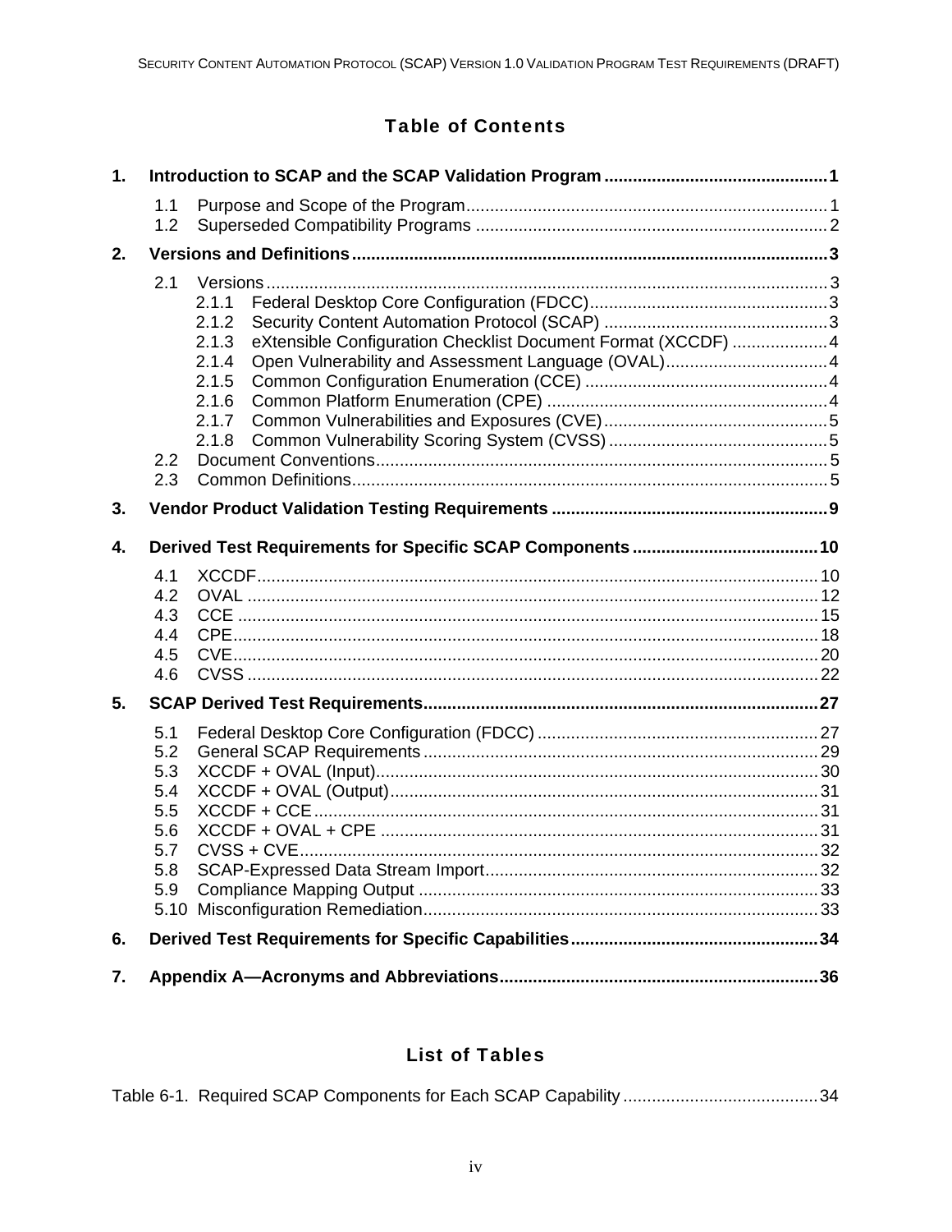# Table of Contents

**1. Introduction to SCAP and the SCAP Validation Program ............................................... 1**

- 1.1 Purpose and Scope of the Program ........................................................................... 1
- 1.2 Superseded Compatibility Programs .......................................................................... 2

**2. Versions and Definitions ................................................................................................... 3**

- 2.1 Versions ...................................................................................................................... 3
  - 2.1.1 Federal Desktop Core Configuration (FDCC) .................................................. 3
  - 2.1.2 Security Content Automation Protocol (SCAP) ............................................... 3
  - 2.1.3 eXtensible Configuration Checklist Document Format (XCCDF) .................... 4
  - 2.1.4 Open Vulnerability and Assessment Language (OVAL) .................................. 4
  - 2.1.5 Common Configuration Enumeration (CCE) ................................................... 4
  - 2.1.6 Common Platform Enumeration (CPE) ........................................................... 4
  - 2.1.7 Common Vulnerabilities and Exposures (CVE) ............................................... 5
  - 2.1.8 Common Vulnerability Scoring System (CVSS) .............................................. 5
- 2.2 Document Conventions ............................................................................................. 5
- 2.3 Common Definitions ................................................................................................... 5

**3. Vendor Product Validation Testing Requirements .......................................................... 9**

**4. Derived Test Requirements for Specific SCAP Components ....................................... 10**

- 4.1 XCCDF ..................................................................................................................... 10
- 4.2 OVAL ....................................................................................................................... 12
- 4.3 CCE ......................................................................................................................... 15
- 4.4 CPE .......................................................................................................................... 18
- 4.5 CVE .......................................................................................................................... 20
- 4.6 CVSS ....................................................................................................................... 22

**5. SCAP Derived Test Requirements .................................................................................. 27**

- 5.1 Federal Desktop Core Configuration (FDCC) ........................................................... 27
- 5.2 General SCAP Requirements .................................................................................. 29
- 5.3 XCCDF + OVAL (Input) ............................................................................................ 30
- 5.4 XCCDF + OVAL (Output) ......................................................................................... 31
- 5.5 XCCDF + CCE ......................................................................................................... 31
- 5.6 XCCDF + OVAL + CPE ........................................................................................... 31
- 5.7 CVSS + CVE ............................................................................................................ 32
- 5.8 SCAP-Expressed Data Stream Import ..................................................................... 32
- 5.9 Compliance Mapping Output ................................................................................... 33
- 5.10 Misconfiguration Remediation .................................................................................. 33

**6. Derived Test Requirements for Specific Capabilities .................................................... 34**

**7. Appendix A—Acronyms and Abbreviations .................................................................. 36**

# List of Tables

Table 6-1. Required SCAP Components for Each SCAP Capability ......................................... 34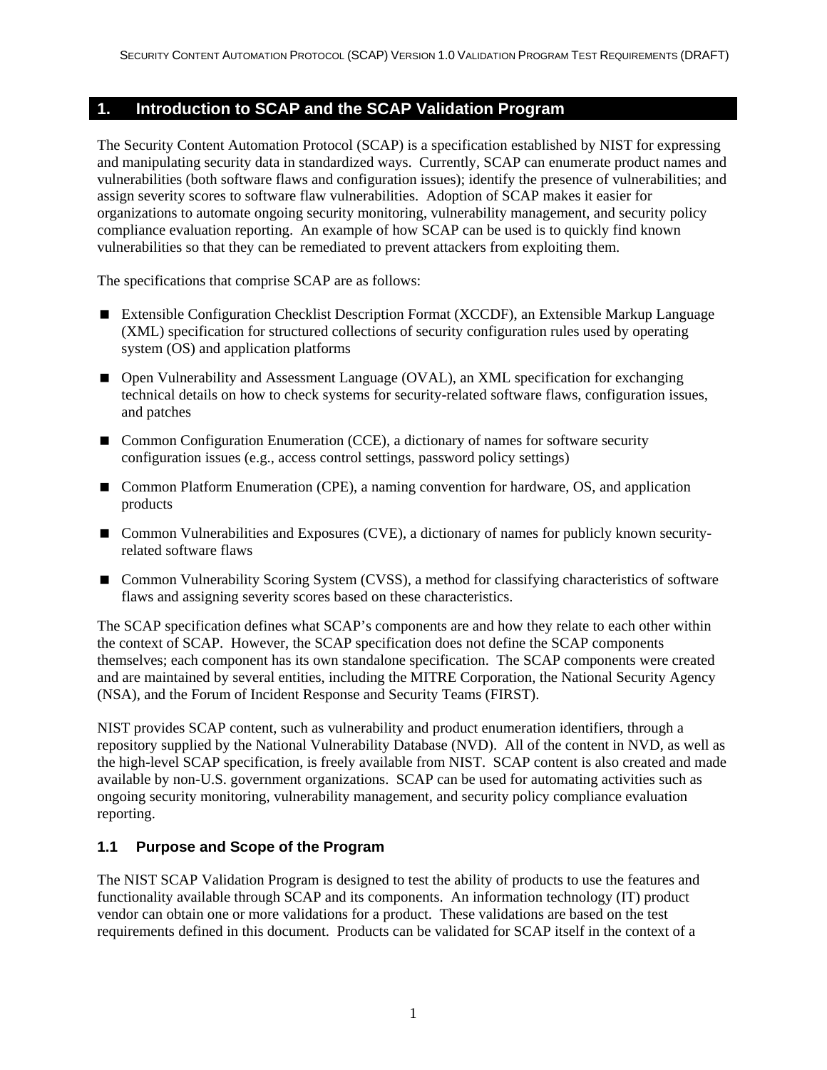# 1. Introduction to SCAP and the SCAP Validation Program

The Security Content Automation Protocol (SCAP) is a specification established by NIST for expressing and manipulating security data in standardized ways. Currently, SCAP can enumerate product names and vulnerabilities (both software flaws and configuration issues); identify the presence of vulnerabilities; and assign severity scores to software flaw vulnerabilities. Adoption of SCAP makes it easier for organizations to automate ongoing security monitoring, vulnerability management, and security policy compliance evaluation reporting. An example of how SCAP can be used is to quickly find known vulnerabilities so that they can be remediated to prevent attackers from exploiting them.

The specifications that comprise SCAP are as follows:

- Extensible Configuration Checklist Description Format (XCCDF), an Extensible Markup Language (XML) specification for structured collections of security configuration rules used by operating system (OS) and application platforms
- Open Vulnerability and Assessment Language (OVAL), an XML specification for exchanging technical details on how to check systems for security-related software flaws, configuration issues, and patches
- Common Configuration Enumeration (CCE), a dictionary of names for software security configuration issues (e.g., access control settings, password policy settings)
- Common Platform Enumeration (CPE), a naming convention for hardware, OS, and application products
- Common Vulnerabilities and Exposures (CVE), a dictionary of names for publicly known security-related software flaws
- Common Vulnerability Scoring System (CVSS), a method for classifying characteristics of software flaws and assigning severity scores based on these characteristics.

The SCAP specification defines what SCAP's components are and how they relate to each other within the context of SCAP. However, the SCAP specification does not define the SCAP components themselves; each component has its own standalone specification. The SCAP components were created and are maintained by several entities, including the MITRE Corporation, the National Security Agency (NSA), and the Forum of Incident Response and Security Teams (FIRST).

NIST provides SCAP content, such as vulnerability and product enumeration identifiers, through a repository supplied by the National Vulnerability Database (NVD). All of the content in NVD, as well as the high-level SCAP specification, is freely available from NIST. SCAP content is also created and made available by non-U.S. government organizations. SCAP can be used for automating activities such as ongoing security monitoring, vulnerability management, and security policy compliance evaluation reporting.

## 1.1 Purpose and Scope of the Program

The NIST SCAP Validation Program is designed to test the ability of products to use the features and functionality available through SCAP and its components. An information technology (IT) product vendor can obtain one or more validations for a product. These validations are based on the test requirements defined in this document. Products can be validated for SCAP itself in the context of a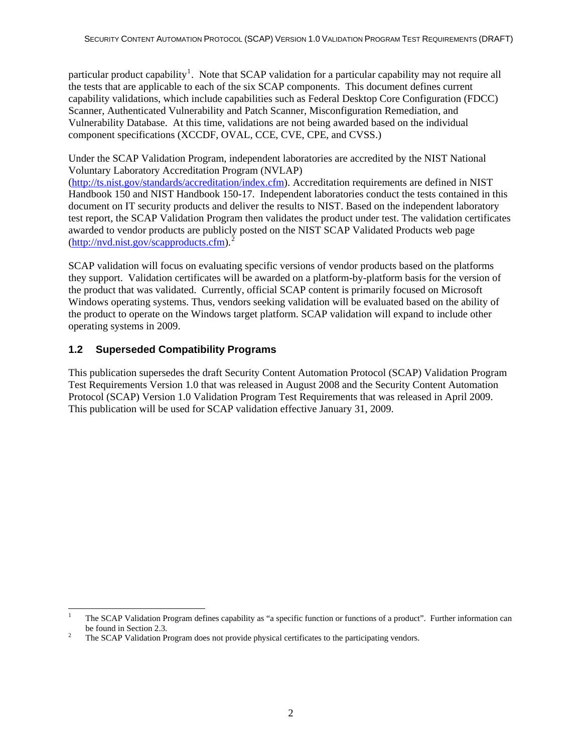particular product capability[1]. Note that SCAP validation for a particular capability may not require all the tests that are applicable to each of the six SCAP components. This document defines current capability validations, which include capabilities such as Federal Desktop Core Configuration (FDCC) Scanner, Authenticated Vulnerability and Patch Scanner, Misconfiguration Remediation, and Vulnerability Database. At this time, validations are not being awarded based on the individual component specifications (XCCDF, OVAL, CCE, CVE, CPE, and CVSS.)

Under the SCAP Validation Program, independent laboratories are accredited by the NIST National Voluntary Laboratory Accreditation Program (NVLAP) (http://ts.nist.gov/standards/accreditation/index.cfm). Accreditation requirements are defined in NIST Handbook 150 and NIST Handbook 150-17. Independent laboratories conduct the tests contained in this document on IT security products and deliver the results to NIST. Based on the independent laboratory test report, the SCAP Validation Program then validates the product under test. The validation certificates awarded to vendor products are publicly posted on the NIST SCAP Validated Products web page (http://nvd.nist.gov/scapproducts.cfm).[2]

SCAP validation will focus on evaluating specific versions of vendor products based on the platforms they support. Validation certificates will be awarded on a platform-by-platform basis for the version of the product that was validated. Currently, official SCAP content is primarily focused on Microsoft Windows operating systems. Thus, vendors seeking validation will be evaluated based on the ability of the product to operate on the Windows target platform. SCAP validation will expand to include other operating systems in 2009.

## 1.2 Superseded Compatibility Programs

This publication supersedes the draft Security Content Automation Protocol (SCAP) Validation Program Test Requirements Version 1.0 that was released in August 2008 and the Security Content Automation Protocol (SCAP) Version 1.0 Validation Program Test Requirements that was released in April 2009. This publication will be used for SCAP validation effective January 31, 2009.

---

[1] The SCAP Validation Program defines capability as "a specific function or functions of a product". Further information can be found in Section 2.3.

[2] The SCAP Validation Program does not provide physical certificates to the participating vendors.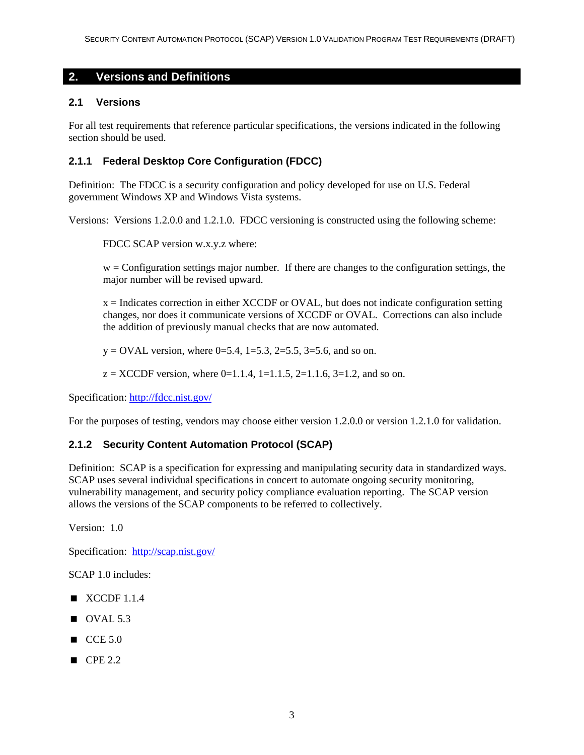# 2. Versions and Definitions

## 2.1 Versions

For all test requirements that reference particular specifications, the versions indicated in the following section should be used.

### 2.1.1 Federal Desktop Core Configuration (FDCC)

Definition: The FDCC is a security configuration and policy developed for use on U.S. Federal government Windows XP and Windows Vista systems.

Versions: Versions 1.2.0.0 and 1.2.1.0. FDCC versioning is constructed using the following scheme:

> FDCC SCAP version w.x.y.z where:
>
> w = Configuration settings major number. If there are changes to the configuration settings, the major number will be revised upward.
>
> x = Indicates correction in either XCCDF or OVAL, but does not indicate configuration setting changes, nor does it communicate versions of XCCDF or OVAL. Corrections can also include the addition of previously manual checks that are now automated.
>
> y = OVAL version, where 0=5.4, 1=5.3, 2=5.5, 3=5.6, and so on.
>
> z = XCCDF version, where 0=1.1.4, 1=1.1.5, 2=1.1.6, 3=1.2, and so on.

Specification: http://fdcc.nist.gov/

For the purposes of testing, vendors may choose either version 1.2.0.0 or version 1.2.1.0 for validation.

### 2.1.2 Security Content Automation Protocol (SCAP)

Definition: SCAP is a specification for expressing and manipulating security data in standardized ways. SCAP uses several individual specifications in concert to automate ongoing security monitoring, vulnerability management, and security policy compliance evaluation reporting. The SCAP version allows the versions of the SCAP components to be referred to collectively.

Version: 1.0

Specification: http://scap.nist.gov/

SCAP 1.0 includes:

- XCCDF 1.1.4
- OVAL 5.3
- CCE 5.0
- CPE 2.2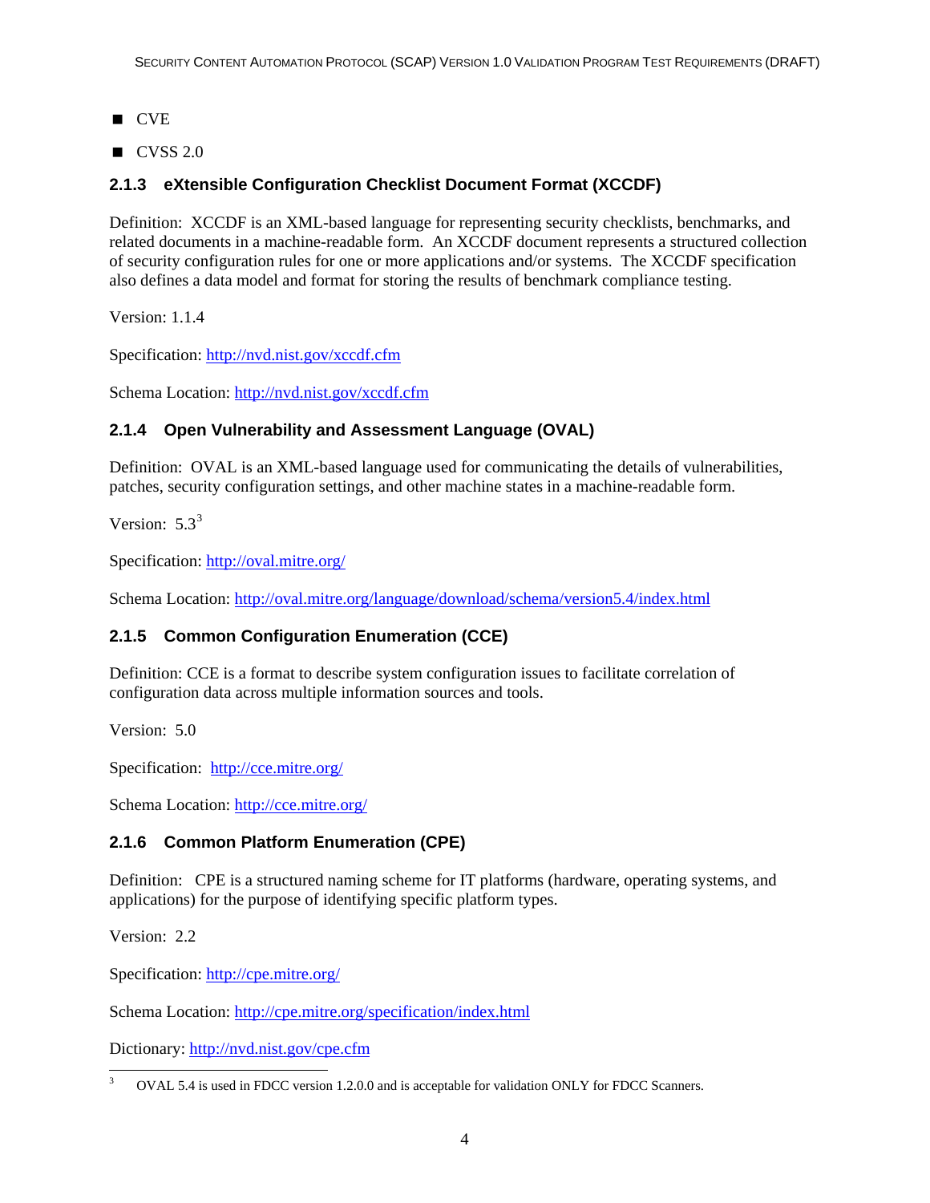- CVE
- CVSS 2.0

### 2.1.3 eXtensible Configuration Checklist Document Format (XCCDF)

Definition: XCCDF is an XML-based language for representing security checklists, benchmarks, and related documents in a machine-readable form. An XCCDF document represents a structured collection of security configuration rules for one or more applications and/or systems. The XCCDF specification also defines a data model and format for storing the results of benchmark compliance testing.

Version: 1.1.4

Specification: http://nvd.nist.gov/xccdf.cfm

Schema Location: http://nvd.nist.gov/xccdf.cfm

### 2.1.4 Open Vulnerability and Assessment Language (OVAL)

Definition: OVAL is an XML-based language used for communicating the details of vulnerabilities, patches, security configuration settings, and other machine states in a machine-readable form.

Version: 5.3[3]

Specification: http://oval.mitre.org/

Schema Location: http://oval.mitre.org/language/download/schema/version5.4/index.html

### 2.1.5 Common Configuration Enumeration (CCE)

Definition: CCE is a format to describe system configuration issues to facilitate correlation of configuration data across multiple information sources and tools.

Version: 5.0

Specification: http://cce.mitre.org/

Schema Location: http://cce.mitre.org/

### 2.1.6 Common Platform Enumeration (CPE)

Definition: CPE is a structured naming scheme for IT platforms (hardware, operating systems, and applications) for the purpose of identifying specific platform types.

Version: 2.2

Specification: http://cpe.mitre.org/

Schema Location: http://cpe.mitre.org/specification/index.html

Dictionary: http://nvd.nist.gov/cpe.cfm

---

[3] OVAL 5.4 is used in FDCC version 1.2.0.0 and is acceptable for validation ONLY for FDCC Scanners.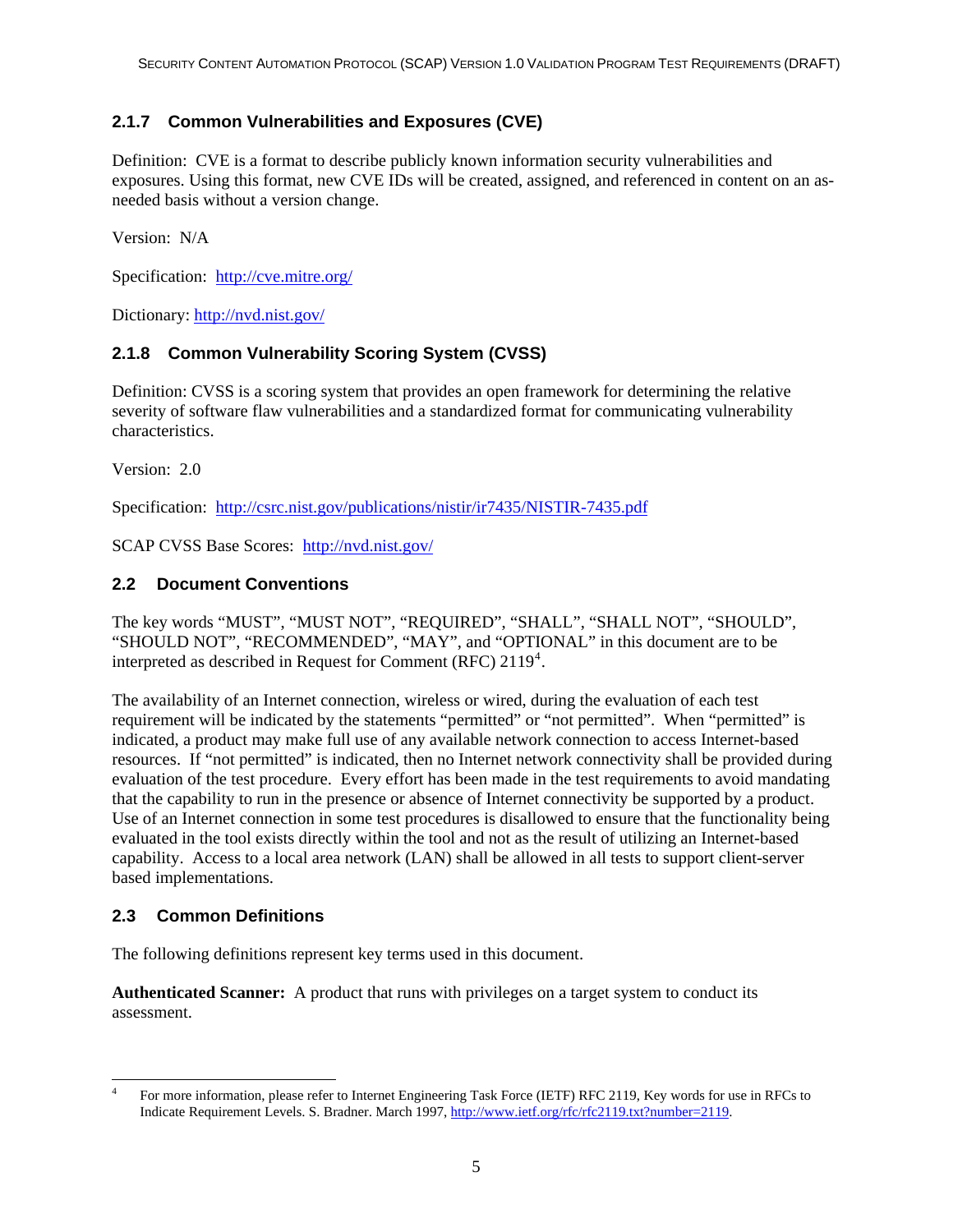### 2.1.7 Common Vulnerabilities and Exposures (CVE)

Definition: CVE is a format to describe publicly known information security vulnerabilities and exposures. Using this format, new CVE IDs will be created, assigned, and referenced in content on an as-needed basis without a version change.

Version: N/A

Specification: http://cve.mitre.org/

Dictionary: http://nvd.nist.gov/

### 2.1.8 Common Vulnerability Scoring System (CVSS)

Definition: CVSS is a scoring system that provides an open framework for determining the relative severity of software flaw vulnerabilities and a standardized format for communicating vulnerability characteristics.

Version: 2.0

Specification: http://csrc.nist.gov/publications/nistir/ir7435/NISTIR-7435.pdf

SCAP CVSS Base Scores: http://nvd.nist.gov/

## 2.2 Document Conventions

The key words "MUST", "MUST NOT", "REQUIRED", "SHALL", "SHALL NOT", "SHOULD", "SHOULD NOT", "RECOMMENDED", "MAY", and "OPTIONAL" in this document are to be interpreted as described in Request for Comment (RFC) 2119[4].

The availability of an Internet connection, wireless or wired, during the evaluation of each test requirement will be indicated by the statements "permitted" or "not permitted". When "permitted" is indicated, a product may make full use of any available network connection to access Internet-based resources. If "not permitted" is indicated, then no Internet network connectivity shall be provided during evaluation of the test procedure. Every effort has been made in the test requirements to avoid mandating that the capability to run in the presence or absence of Internet connectivity be supported by a product. Use of an Internet connection in some test procedures is disallowed to ensure that the functionality being evaluated in the tool exists directly within the tool and not as the result of utilizing an Internet-based capability. Access to a local area network (LAN) shall be allowed in all tests to support client-server based implementations.

## 2.3 Common Definitions

The following definitions represent key terms used in this document.

**Authenticated Scanner:** A product that runs with privileges on a target system to conduct its assessment.

---

[4] For more information, please refer to Internet Engineering Task Force (IETF) RFC 2119, Key words for use in RFCs to Indicate Requirement Levels. S. Bradner. March 1997, http://www.ietf.org/rfc/rfc2119.txt?number=2119.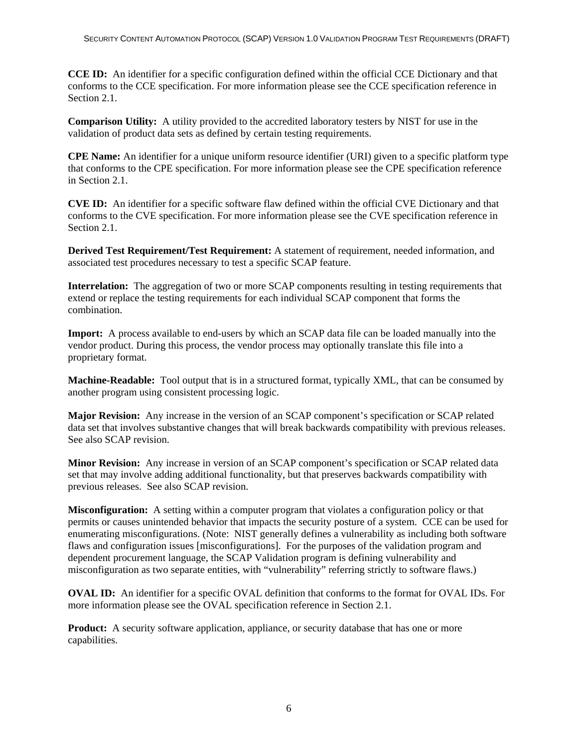**CCE ID:** An identifier for a specific configuration defined within the official CCE Dictionary and that conforms to the CCE specification. For more information please see the CCE specification reference in Section 2.1.

**Comparison Utility:** A utility provided to the accredited laboratory testers by NIST for use in the validation of product data sets as defined by certain testing requirements.

**CPE Name:** An identifier for a unique uniform resource identifier (URI) given to a specific platform type that conforms to the CPE specification. For more information please see the CPE specification reference in Section 2.1.

**CVE ID:** An identifier for a specific software flaw defined within the official CVE Dictionary and that conforms to the CVE specification. For more information please see the CVE specification reference in Section 2.1.

**Derived Test Requirement/Test Requirement:** A statement of requirement, needed information, and associated test procedures necessary to test a specific SCAP feature.

**Interrelation:** The aggregation of two or more SCAP components resulting in testing requirements that extend or replace the testing requirements for each individual SCAP component that forms the combination.

**Import:** A process available to end-users by which an SCAP data file can be loaded manually into the vendor product. During this process, the vendor process may optionally translate this file into a proprietary format.

**Machine-Readable:** Tool output that is in a structured format, typically XML, that can be consumed by another program using consistent processing logic.

**Major Revision:** Any increase in the version of an SCAP component's specification or SCAP related data set that involves substantive changes that will break backwards compatibility with previous releases. See also SCAP revision.

**Minor Revision:** Any increase in version of an SCAP component's specification or SCAP related data set that may involve adding additional functionality, but that preserves backwards compatibility with previous releases. See also SCAP revision.

**Misconfiguration:** A setting within a computer program that violates a configuration policy or that permits or causes unintended behavior that impacts the security posture of a system. CCE can be used for enumerating misconfigurations. (Note: NIST generally defines a vulnerability as including both software flaws and configuration issues [misconfigurations]. For the purposes of the validation program and dependent procurement language, the SCAP Validation program is defining vulnerability and misconfiguration as two separate entities, with "vulnerability" referring strictly to software flaws.)

**OVAL ID:** An identifier for a specific OVAL definition that conforms to the format for OVAL IDs. For more information please see the OVAL specification reference in Section 2.1.

**Product:** A security software application, appliance, or security database that has one or more capabilities.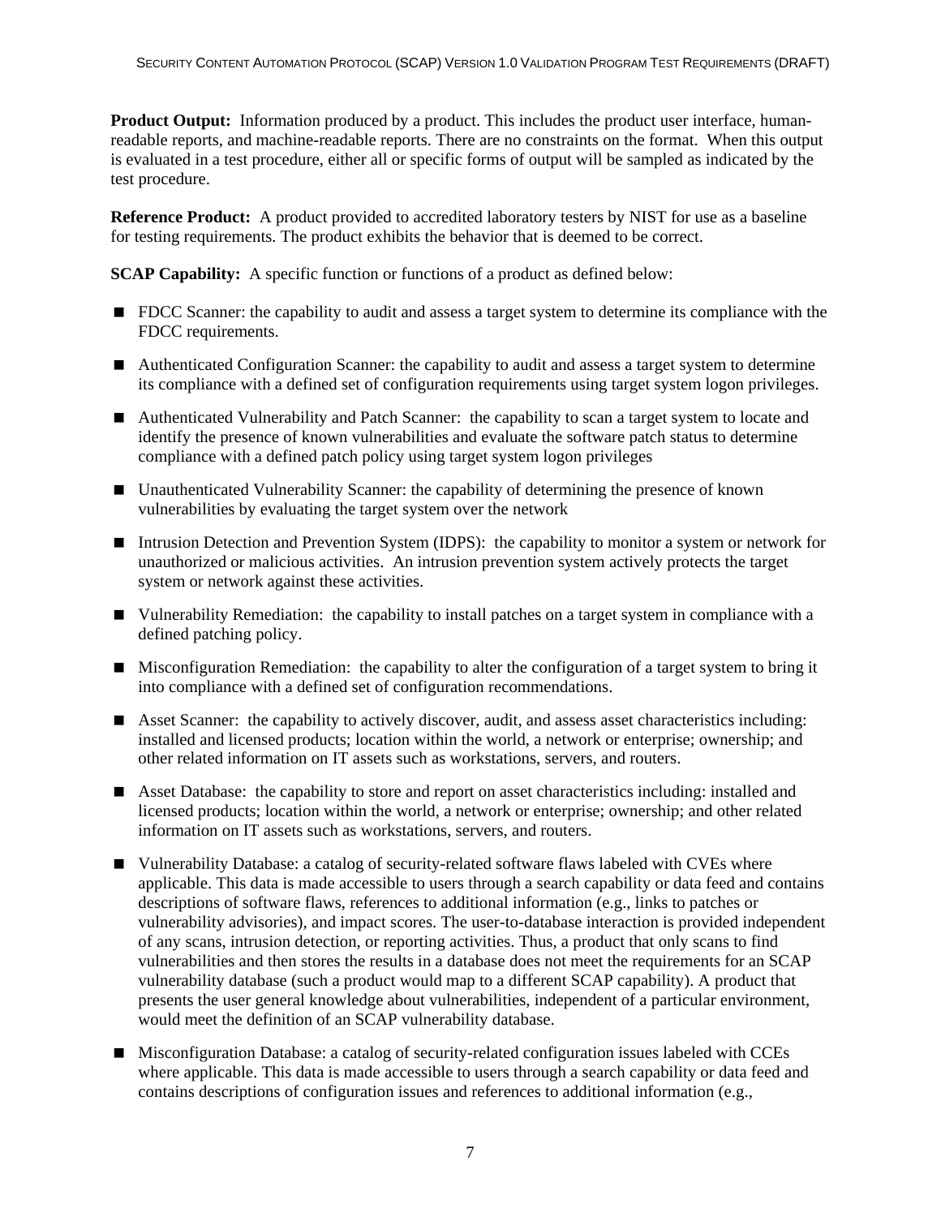**Product Output:** Information produced by a product. This includes the product user interface, human-readable reports, and machine-readable reports. There are no constraints on the format. When this output is evaluated in a test procedure, either all or specific forms of output will be sampled as indicated by the test procedure.

**Reference Product:** A product provided to accredited laboratory testers by NIST for use as a baseline for testing requirements. The product exhibits the behavior that is deemed to be correct.

**SCAP Capability:** A specific function or functions of a product as defined below:

- FDCC Scanner: the capability to audit and assess a target system to determine its compliance with the FDCC requirements.
- Authenticated Configuration Scanner: the capability to audit and assess a target system to determine its compliance with a defined set of configuration requirements using target system logon privileges.
- Authenticated Vulnerability and Patch Scanner: the capability to scan a target system to locate and identify the presence of known vulnerabilities and evaluate the software patch status to determine compliance with a defined patch policy using target system logon privileges
- Unauthenticated Vulnerability Scanner: the capability of determining the presence of known vulnerabilities by evaluating the target system over the network
- Intrusion Detection and Prevention System (IDPS): the capability to monitor a system or network for unauthorized or malicious activities. An intrusion prevention system actively protects the target system or network against these activities.
- Vulnerability Remediation: the capability to install patches on a target system in compliance with a defined patching policy.
- Misconfiguration Remediation: the capability to alter the configuration of a target system to bring it into compliance with a defined set of configuration recommendations.
- Asset Scanner: the capability to actively discover, audit, and assess asset characteristics including: installed and licensed products; location within the world, a network or enterprise; ownership; and other related information on IT assets such as workstations, servers, and routers.
- Asset Database: the capability to store and report on asset characteristics including: installed and licensed products; location within the world, a network or enterprise; ownership; and other related information on IT assets such as workstations, servers, and routers.
- Vulnerability Database: a catalog of security-related software flaws labeled with CVEs where applicable. This data is made accessible to users through a search capability or data feed and contains descriptions of software flaws, references to additional information (e.g., links to patches or vulnerability advisories), and impact scores. The user-to-database interaction is provided independent of any scans, intrusion detection, or reporting activities. Thus, a product that only scans to find vulnerabilities and then stores the results in a database does not meet the requirements for an SCAP vulnerability database (such a product would map to a different SCAP capability). A product that presents the user general knowledge about vulnerabilities, independent of a particular environment, would meet the definition of an SCAP vulnerability database.
- Misconfiguration Database: a catalog of security-related configuration issues labeled with CCEs where applicable. This data is made accessible to users through a search capability or data feed and contains descriptions of configuration issues and references to additional information (e.g.,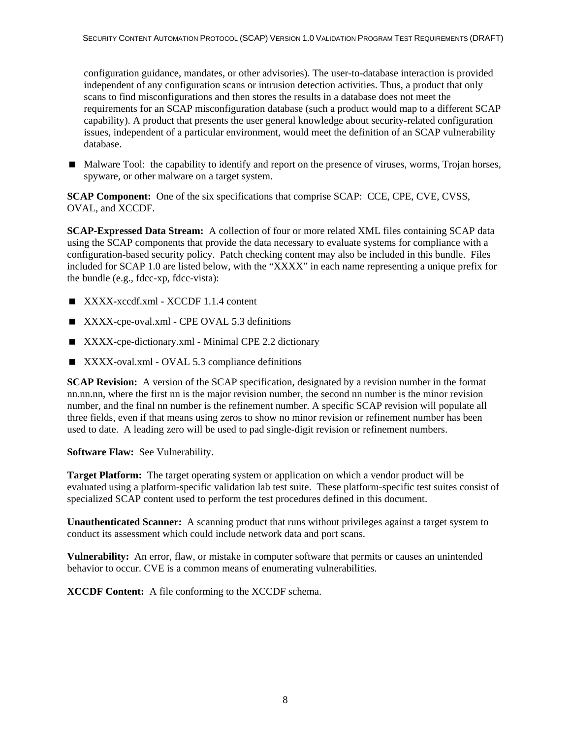configuration guidance, mandates, or other advisories). The user-to-database interaction is provided independent of any configuration scans or intrusion detection activities. Thus, a product that only scans to find misconfigurations and then stores the results in a database does not meet the requirements for an SCAP misconfiguration database (such a product would map to a different SCAP capability). A product that presents the user general knowledge about security-related configuration issues, independent of a particular environment, would meet the definition of an SCAP vulnerability database.

- Malware Tool: the capability to identify and report on the presence of viruses, worms, Trojan horses, spyware, or other malware on a target system.

**SCAP Component:** One of the six specifications that comprise SCAP: CCE, CPE, CVE, CVSS, OVAL, and XCCDF.

**SCAP-Expressed Data Stream:** A collection of four or more related XML files containing SCAP data using the SCAP components that provide the data necessary to evaluate systems for compliance with a configuration-based security policy. Patch checking content may also be included in this bundle. Files included for SCAP 1.0 are listed below, with the "XXXX" in each name representing a unique prefix for the bundle (e.g., fdcc-xp, fdcc-vista):

- XXXX-xccdf.xml - XCCDF 1.1.4 content
- XXXX-cpe-oval.xml - CPE OVAL 5.3 definitions
- XXXX-cpe-dictionary.xml - Minimal CPE 2.2 dictionary
- XXXX-oval.xml - OVAL 5.3 compliance definitions

**SCAP Revision:** A version of the SCAP specification, designated by a revision number in the format nn.nn.nn, where the first nn is the major revision number, the second nn number is the minor revision number, and the final nn number is the refinement number. A specific SCAP revision will populate all three fields, even if that means using zeros to show no minor revision or refinement number has been used to date. A leading zero will be used to pad single-digit revision or refinement numbers.

**Software Flaw:** See Vulnerability.

**Target Platform:** The target operating system or application on which a vendor product will be evaluated using a platform-specific validation lab test suite. These platform-specific test suites consist of specialized SCAP content used to perform the test procedures defined in this document.

**Unauthenticated Scanner:** A scanning product that runs without privileges against a target system to conduct its assessment which could include network data and port scans.

**Vulnerability:** An error, flaw, or mistake in computer software that permits or causes an unintended behavior to occur. CVE is a common means of enumerating vulnerabilities.

**XCCDF Content:** A file conforming to the XCCDF schema.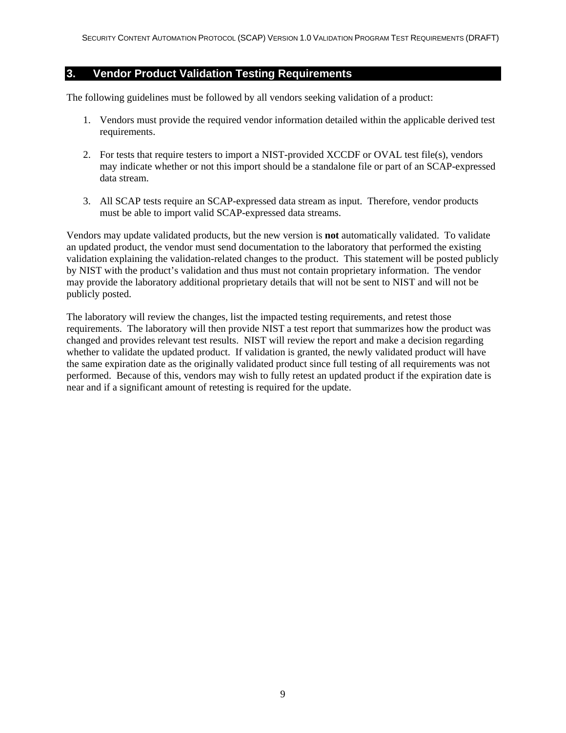## 3. Vendor Product Validation Testing Requirements

The following guidelines must be followed by all vendors seeking validation of a product:

1. Vendors must provide the required vendor information detailed within the applicable derived test requirements.

2. For tests that require testers to import a NIST-provided XCCDF or OVAL test file(s), vendors may indicate whether or not this import should be a standalone file or part of an SCAP-expressed data stream.

3. All SCAP tests require an SCAP-expressed data stream as input. Therefore, vendor products must be able to import valid SCAP-expressed data streams.

Vendors may update validated products, but the new version is **not** automatically validated. To validate an updated product, the vendor must send documentation to the laboratory that performed the existing validation explaining the validation-related changes to the product. This statement will be posted publicly by NIST with the product's validation and thus must not contain proprietary information. The vendor may provide the laboratory additional proprietary details that will not be sent to NIST and will not be publicly posted.

The laboratory will review the changes, list the impacted testing requirements, and retest those requirements. The laboratory will then provide NIST a test report that summarizes how the product was changed and provides relevant test results. NIST will review the report and make a decision regarding whether to validate the updated product. If validation is granted, the newly validated product will have the same expiration date as the originally validated product since full testing of all requirements was not performed. Because of this, vendors may wish to fully retest an updated product if the expiration date is near and if a significant amount of retesting is required for the update.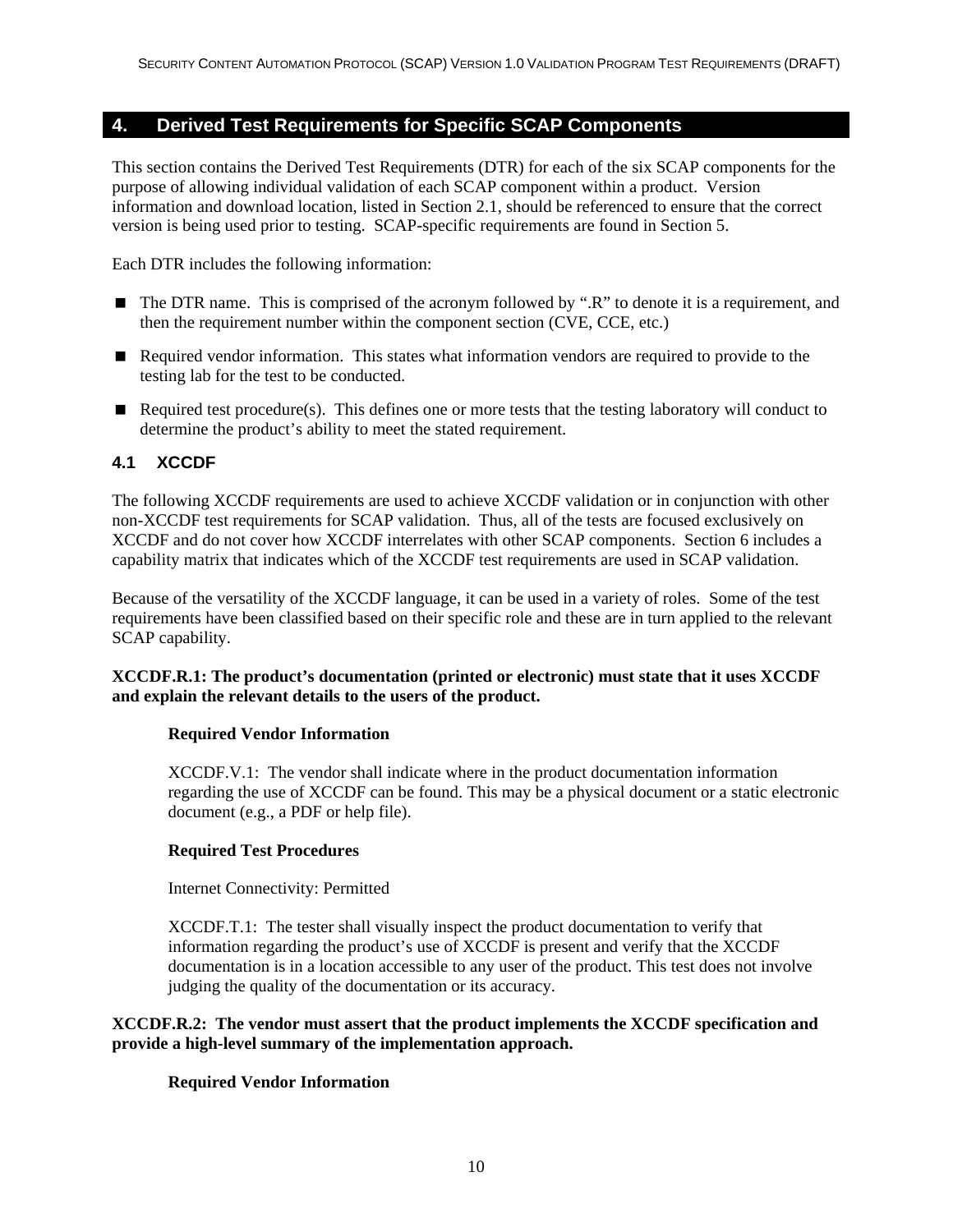# 4. Derived Test Requirements for Specific SCAP Components

This section contains the Derived Test Requirements (DTR) for each of the six SCAP components for the purpose of allowing individual validation of each SCAP component within a product. Version information and download location, listed in Section 2.1, should be referenced to ensure that the correct version is being used prior to testing. SCAP-specific requirements are found in Section 5.

Each DTR includes the following information:

- The DTR name. This is comprised of the acronym followed by ".R" to denote it is a requirement, and then the requirement number within the component section (CVE, CCE, etc.)
- Required vendor information. This states what information vendors are required to provide to the testing lab for the test to be conducted.
- Required test procedure(s). This defines one or more tests that the testing laboratory will conduct to determine the product's ability to meet the stated requirement.

## 4.1 XCCDF

The following XCCDF requirements are used to achieve XCCDF validation or in conjunction with other non-XCCDF test requirements for SCAP validation. Thus, all of the tests are focused exclusively on XCCDF and do not cover how XCCDF interrelates with other SCAP components. Section 6 includes a capability matrix that indicates which of the XCCDF test requirements are used in SCAP validation.

Because of the versatility of the XCCDF language, it can be used in a variety of roles. Some of the test requirements have been classified based on their specific role and these are in turn applied to the relevant SCAP capability.

**XCCDF.R.1: The product's documentation (printed or electronic) must state that it uses XCCDF and explain the relevant details to the users of the product.**

**Required Vendor Information**

XCCDF.V.1: The vendor shall indicate where in the product documentation information regarding the use of XCCDF can be found. This may be a physical document or a static electronic document (e.g., a PDF or help file).

**Required Test Procedures**

Internet Connectivity: Permitted

XCCDF.T.1: The tester shall visually inspect the product documentation to verify that information regarding the product's use of XCCDF is present and verify that the XCCDF documentation is in a location accessible to any user of the product. This test does not involve judging the quality of the documentation or its accuracy.

**XCCDF.R.2: The vendor must assert that the product implements the XCCDF specification and provide a high-level summary of the implementation approach.**

**Required Vendor Information**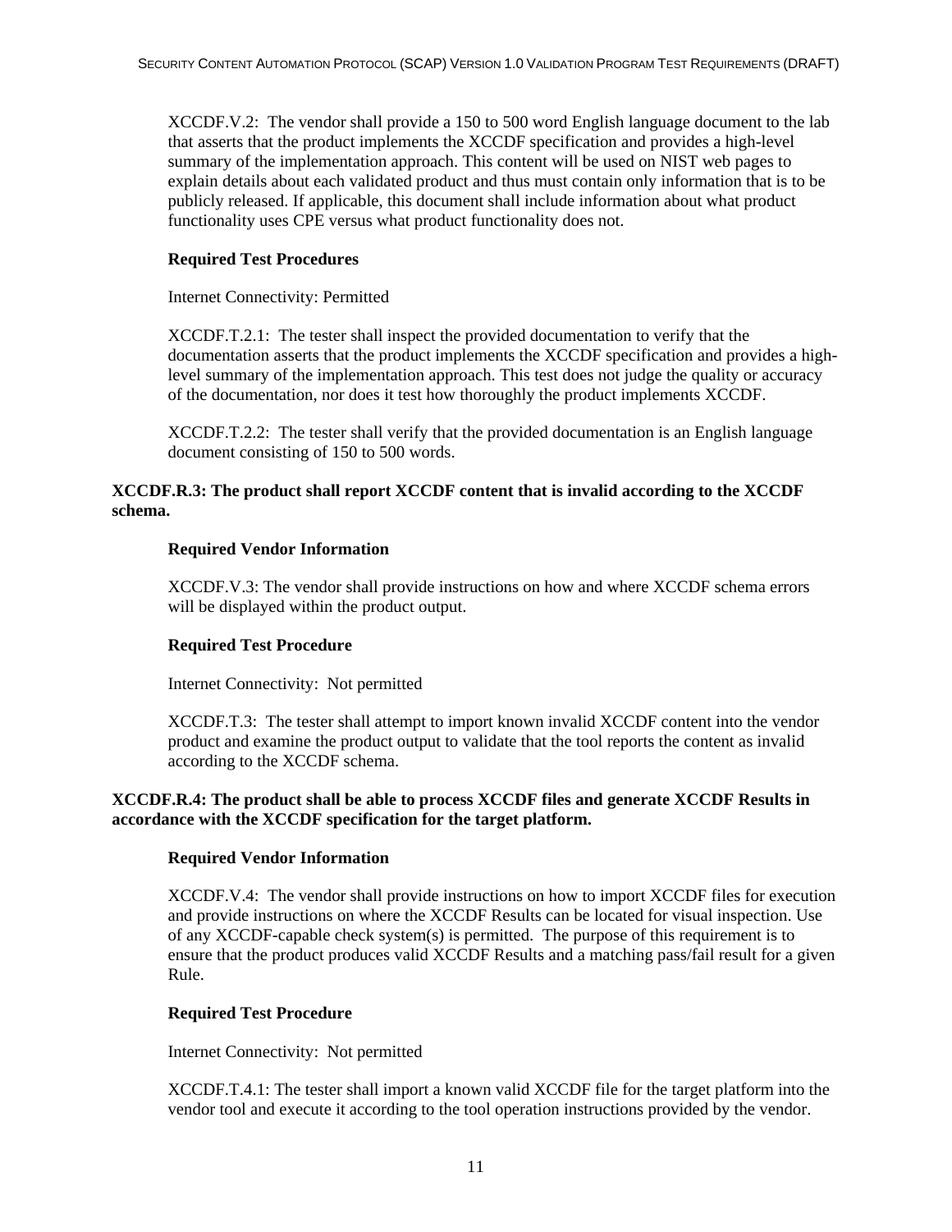XCCDF.V.2: The vendor shall provide a 150 to 500 word English language document to the lab that asserts that the product implements the XCCDF specification and provides a high-level summary of the implementation approach. This content will be used on NIST web pages to explain details about each validated product and thus must contain only information that is to be publicly released. If applicable, this document shall include information about what product functionality uses CPE versus what product functionality does not.

**Required Test Procedures**

Internet Connectivity: Permitted

XCCDF.T.2.1: The tester shall inspect the provided documentation to verify that the documentation asserts that the product implements the XCCDF specification and provides a high-level summary of the implementation approach. This test does not judge the quality or accuracy of the documentation, nor does it test how thoroughly the product implements XCCDF.

XCCDF.T.2.2: The tester shall verify that the provided documentation is an English language document consisting of 150 to 500 words.

**XCCDF.R.3: The product shall report XCCDF content that is invalid according to the XCCDF schema.**

**Required Vendor Information**

XCCDF.V.3: The vendor shall provide instructions on how and where XCCDF schema errors will be displayed within the product output.

**Required Test Procedure**

Internet Connectivity: Not permitted

XCCDF.T.3: The tester shall attempt to import known invalid XCCDF content into the vendor product and examine the product output to validate that the tool reports the content as invalid according to the XCCDF schema.

**XCCDF.R.4: The product shall be able to process XCCDF files and generate XCCDF Results in accordance with the XCCDF specification for the target platform.**

**Required Vendor Information**

XCCDF.V.4: The vendor shall provide instructions on how to import XCCDF files for execution and provide instructions on where the XCCDF Results can be located for visual inspection. Use of any XCCDF-capable check system(s) is permitted. The purpose of this requirement is to ensure that the product produces valid XCCDF Results and a matching pass/fail result for a given Rule.

**Required Test Procedure**

Internet Connectivity: Not permitted

XCCDF.T.4.1: The tester shall import a known valid XCCDF file for the target platform into the vendor tool and execute it according to the tool operation instructions provided by the vendor.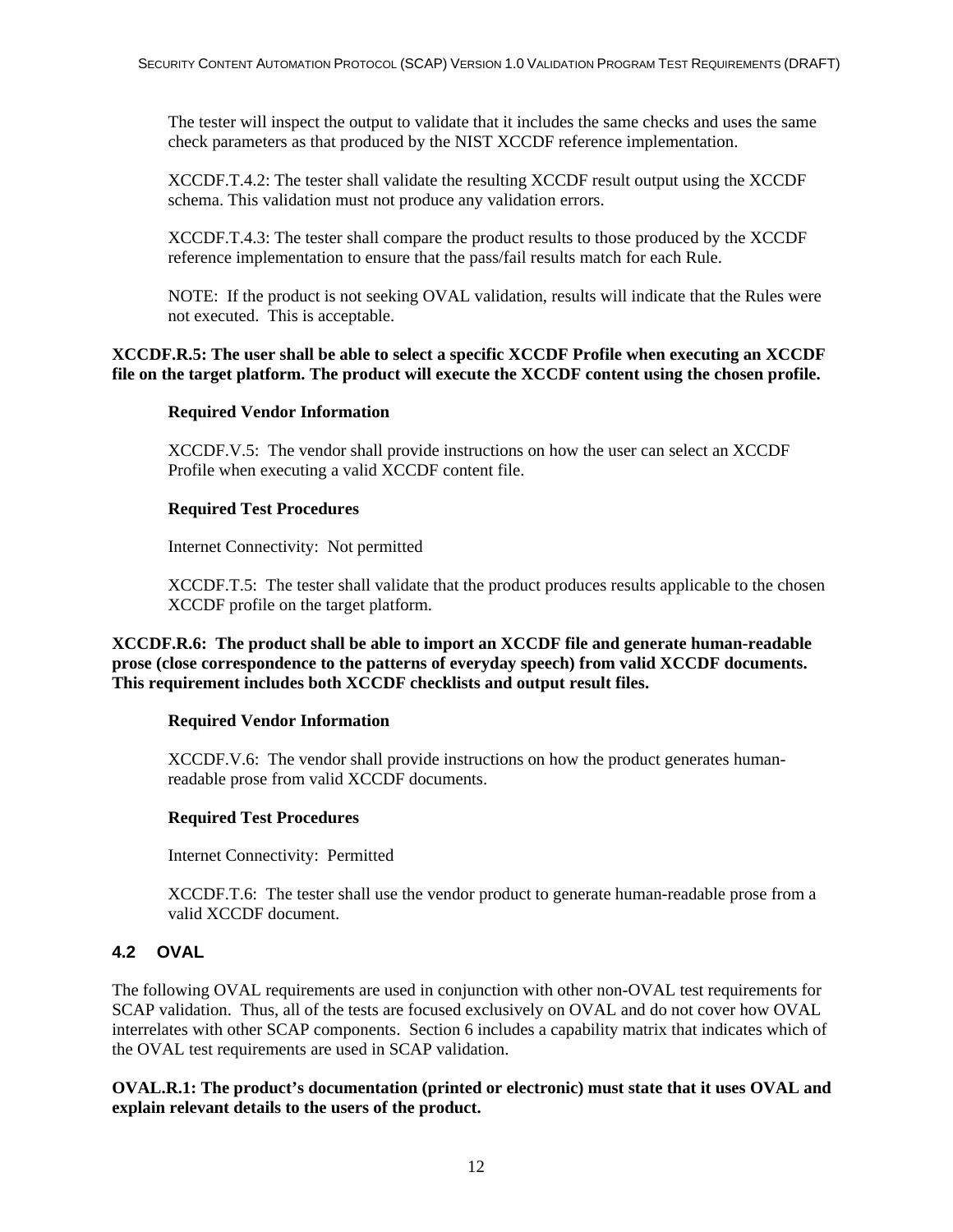The tester will inspect the output to validate that it includes the same checks and uses the same check parameters as that produced by the NIST XCCDF reference implementation.

XCCDF.T.4.2: The tester shall validate the resulting XCCDF result output using the XCCDF schema. This validation must not produce any validation errors.

XCCDF.T.4.3: The tester shall compare the product results to those produced by the XCCDF reference implementation to ensure that the pass/fail results match for each Rule.

NOTE: If the product is not seeking OVAL validation, results will indicate that the Rules were not executed. This is acceptable.

**XCCDF.R.5: The user shall be able to select a specific XCCDF Profile when executing an XCCDF file on the target platform. The product will execute the XCCDF content using the chosen profile.**

**Required Vendor Information**

XCCDF.V.5: The vendor shall provide instructions on how the user can select an XCCDF Profile when executing a valid XCCDF content file.

**Required Test Procedures**

Internet Connectivity: Not permitted

XCCDF.T.5: The tester shall validate that the product produces results applicable to the chosen XCCDF profile on the target platform.

**XCCDF.R.6: The product shall be able to import an XCCDF file and generate human-readable prose (close correspondence to the patterns of everyday speech) from valid XCCDF documents. This requirement includes both XCCDF checklists and output result files.**

**Required Vendor Information**

XCCDF.V.6: The vendor shall provide instructions on how the product generates human-readable prose from valid XCCDF documents.

**Required Test Procedures**

Internet Connectivity: Permitted

XCCDF.T.6: The tester shall use the vendor product to generate human-readable prose from a valid XCCDF document.

## 4.2 OVAL

The following OVAL requirements are used in conjunction with other non-OVAL test requirements for SCAP validation. Thus, all of the tests are focused exclusively on OVAL and do not cover how OVAL interrelates with other SCAP components. Section 6 includes a capability matrix that indicates which of the OVAL test requirements are used in SCAP validation.

**OVAL.R.1: The product's documentation (printed or electronic) must state that it uses OVAL and explain relevant details to the users of the product.**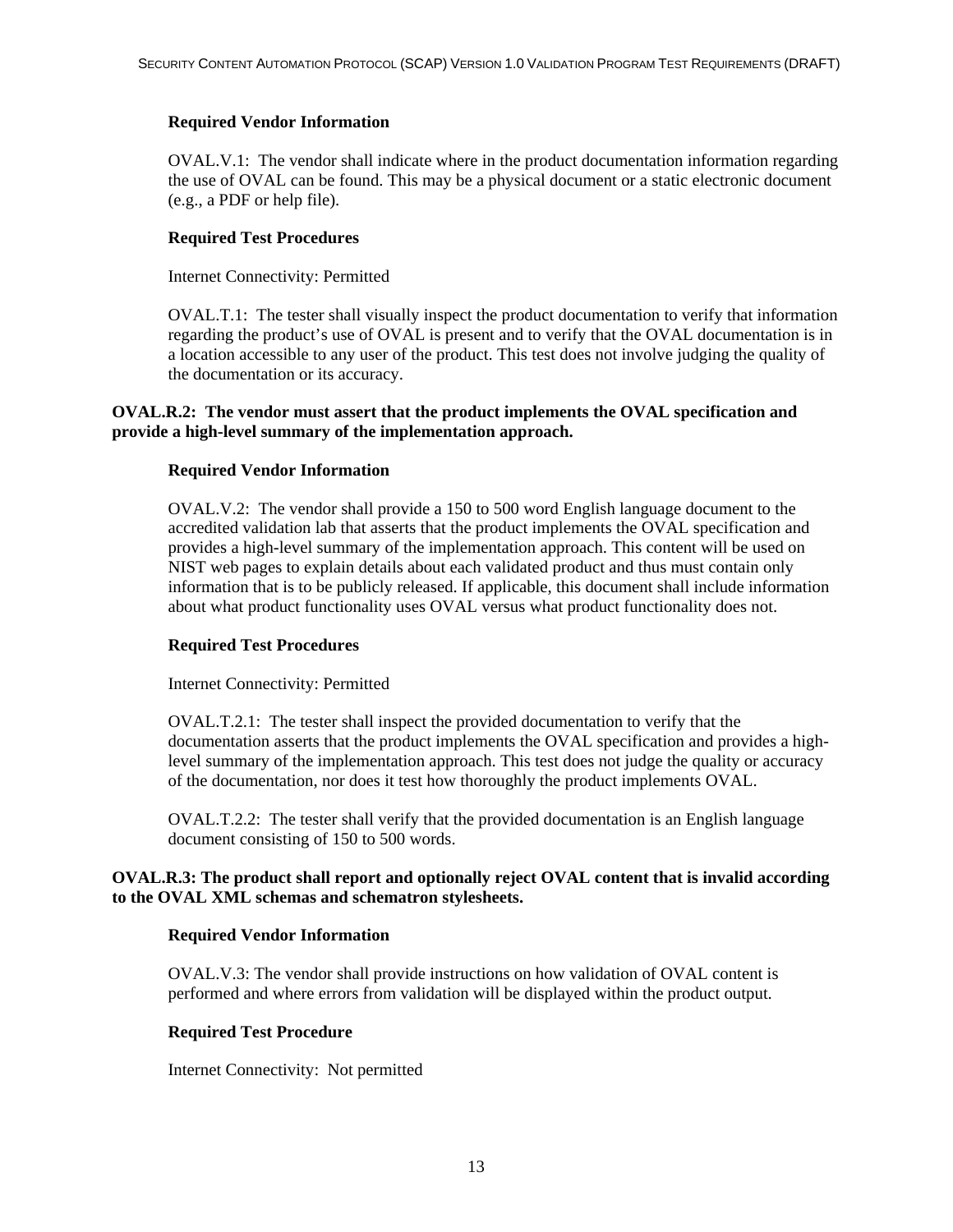**Required Vendor Information**

OVAL.V.1: The vendor shall indicate where in the product documentation information regarding the use of OVAL can be found. This may be a physical document or a static electronic document (e.g., a PDF or help file).

**Required Test Procedures**

Internet Connectivity: Permitted

OVAL.T.1: The tester shall visually inspect the product documentation to verify that information regarding the product's use of OVAL is present and to verify that the OVAL documentation is in a location accessible to any user of the product. This test does not involve judging the quality of the documentation or its accuracy.

**OVAL.R.2: The vendor must assert that the product implements the OVAL specification and provide a high-level summary of the implementation approach.**

**Required Vendor Information**

OVAL.V.2: The vendor shall provide a 150 to 500 word English language document to the accredited validation lab that asserts that the product implements the OVAL specification and provides a high-level summary of the implementation approach. This content will be used on NIST web pages to explain details about each validated product and thus must contain only information that is to be publicly released. If applicable, this document shall include information about what product functionality uses OVAL versus what product functionality does not.

**Required Test Procedures**

Internet Connectivity: Permitted

OVAL.T.2.1: The tester shall inspect the provided documentation to verify that the documentation asserts that the product implements the OVAL specification and provides a high-level summary of the implementation approach. This test does not judge the quality or accuracy of the documentation, nor does it test how thoroughly the product implements OVAL.

OVAL.T.2.2: The tester shall verify that the provided documentation is an English language document consisting of 150 to 500 words.

**OVAL.R.3: The product shall report and optionally reject OVAL content that is invalid according to the OVAL XML schemas and schematron stylesheets.**

**Required Vendor Information**

OVAL.V.3: The vendor shall provide instructions on how validation of OVAL content is performed and where errors from validation will be displayed within the product output.

**Required Test Procedure**

Internet Connectivity: Not permitted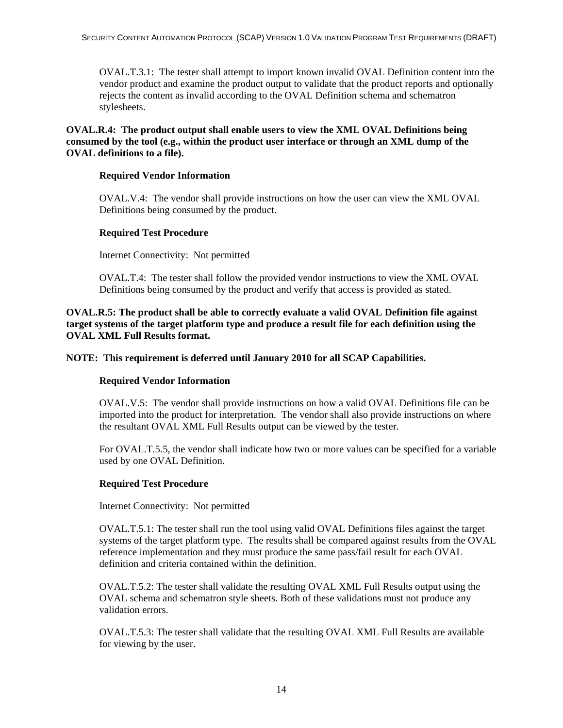OVAL.T.3.1: The tester shall attempt to import known invalid OVAL Definition content into the vendor product and examine the product output to validate that the product reports and optionally rejects the content as invalid according to the OVAL Definition schema and schematron stylesheets.

**OVAL.R.4: The product output shall enable users to view the XML OVAL Definitions being consumed by the tool (e.g., within the product user interface or through an XML dump of the OVAL definitions to a file).**

**Required Vendor Information**

OVAL.V.4: The vendor shall provide instructions on how the user can view the XML OVAL Definitions being consumed by the product.

**Required Test Procedure**

Internet Connectivity: Not permitted

OVAL.T.4: The tester shall follow the provided vendor instructions to view the XML OVAL Definitions being consumed by the product and verify that access is provided as stated.

**OVAL.R.5: The product shall be able to correctly evaluate a valid OVAL Definition file against target systems of the target platform type and produce a result file for each definition using the OVAL XML Full Results format.**

**NOTE: This requirement is deferred until January 2010 for all SCAP Capabilities.**

**Required Vendor Information**

OVAL.V.5: The vendor shall provide instructions on how a valid OVAL Definitions file can be imported into the product for interpretation. The vendor shall also provide instructions on where the resultant OVAL XML Full Results output can be viewed by the tester.

For OVAL.T.5.5, the vendor shall indicate how two or more values can be specified for a variable used by one OVAL Definition.

**Required Test Procedure**

Internet Connectivity: Not permitted

OVAL.T.5.1: The tester shall run the tool using valid OVAL Definitions files against the target systems of the target platform type. The results shall be compared against results from the OVAL reference implementation and they must produce the same pass/fail result for each OVAL definition and criteria contained within the definition.

OVAL.T.5.2: The tester shall validate the resulting OVAL XML Full Results output using the OVAL schema and schematron style sheets. Both of these validations must not produce any validation errors.

OVAL.T.5.3: The tester shall validate that the resulting OVAL XML Full Results are available for viewing by the user.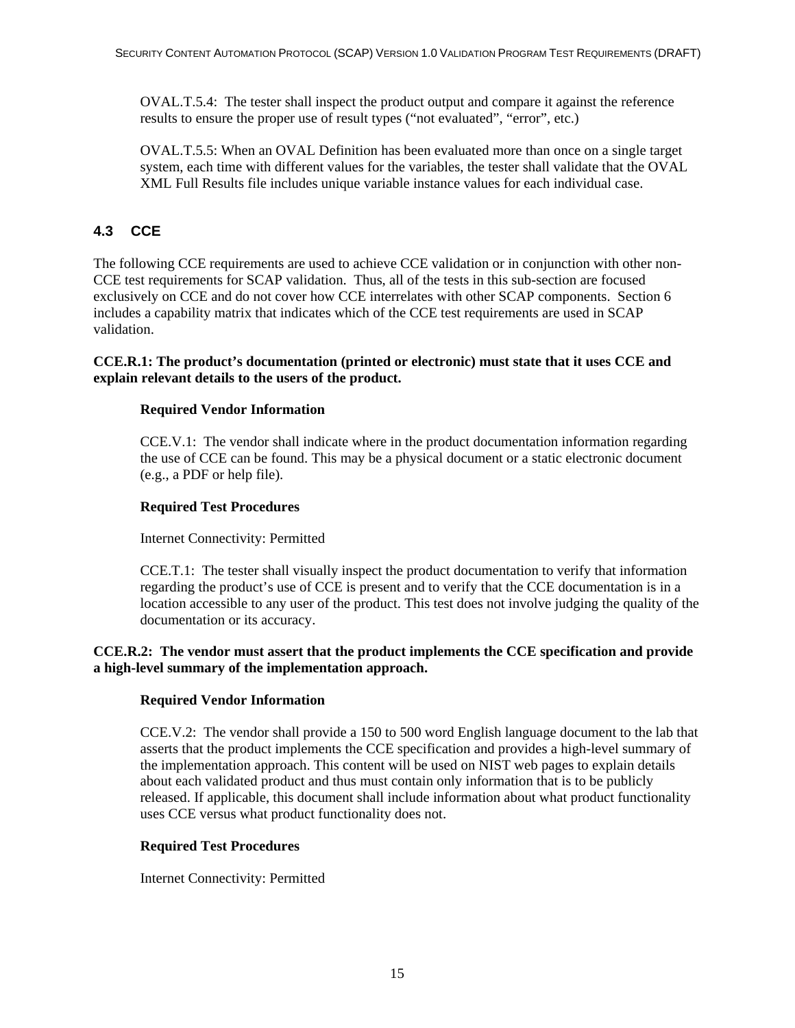OVAL.T.5.4: The tester shall inspect the product output and compare it against the reference results to ensure the proper use of result types ("not evaluated", "error", etc.)

OVAL.T.5.5: When an OVAL Definition has been evaluated more than once on a single target system, each time with different values for the variables, the tester shall validate that the OVAL XML Full Results file includes unique variable instance values for each individual case.

## 4.3 CCE

The following CCE requirements are used to achieve CCE validation or in conjunction with other non-CCE test requirements for SCAP validation. Thus, all of the tests in this sub-section are focused exclusively on CCE and do not cover how CCE interrelates with other SCAP components. Section 6 includes a capability matrix that indicates which of the CCE test requirements are used in SCAP validation.

**CCE.R.1: The product's documentation (printed or electronic) must state that it uses CCE and explain relevant details to the users of the product.**

**Required Vendor Information**

CCE.V.1: The vendor shall indicate where in the product documentation information regarding the use of CCE can be found. This may be a physical document or a static electronic document (e.g., a PDF or help file).

**Required Test Procedures**

Internet Connectivity: Permitted

CCE.T.1: The tester shall visually inspect the product documentation to verify that information regarding the product's use of CCE is present and to verify that the CCE documentation is in a location accessible to any user of the product. This test does not involve judging the quality of the documentation or its accuracy.

**CCE.R.2: The vendor must assert that the product implements the CCE specification and provide a high-level summary of the implementation approach.**

**Required Vendor Information**

CCE.V.2: The vendor shall provide a 150 to 500 word English language document to the lab that asserts that the product implements the CCE specification and provides a high-level summary of the implementation approach. This content will be used on NIST web pages to explain details about each validated product and thus must contain only information that is to be publicly released. If applicable, this document shall include information about what product functionality uses CCE versus what product functionality does not.

**Required Test Procedures**

Internet Connectivity: Permitted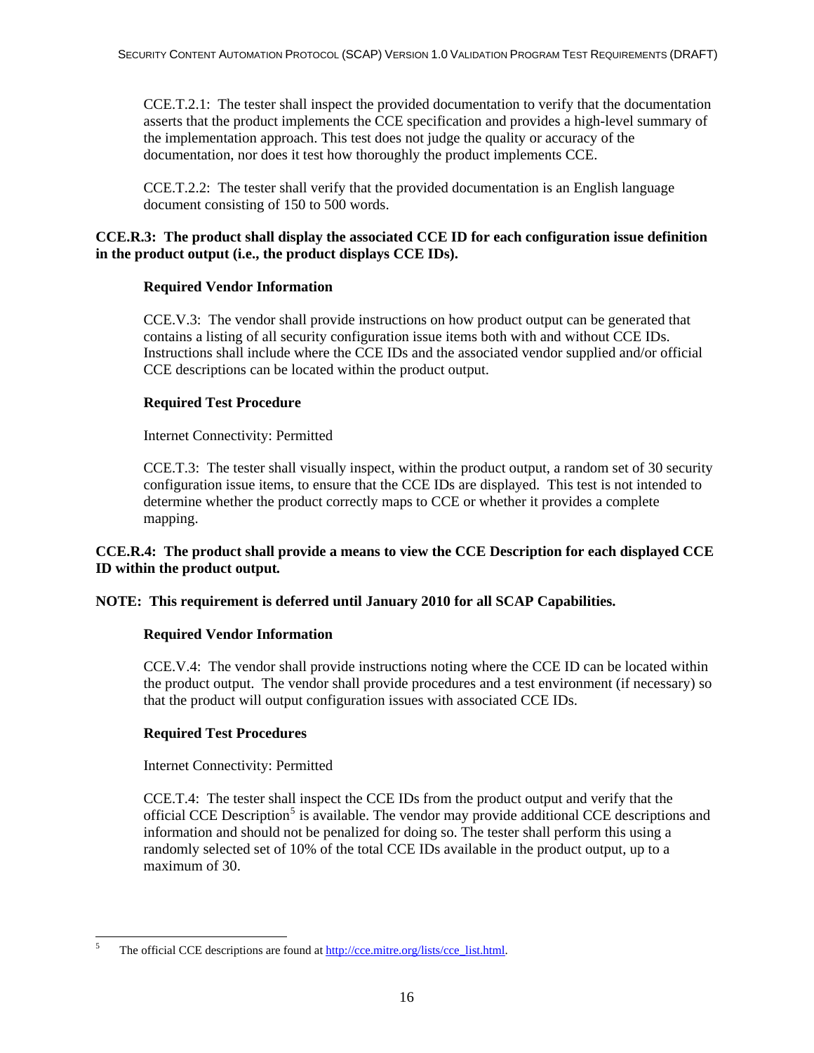CCE.T.2.1: The tester shall inspect the provided documentation to verify that the documentation asserts that the product implements the CCE specification and provides a high-level summary of the implementation approach. This test does not judge the quality or accuracy of the documentation, nor does it test how thoroughly the product implements CCE.

CCE.T.2.2: The tester shall verify that the provided documentation is an English language document consisting of 150 to 500 words.

**CCE.R.3: The product shall display the associated CCE ID for each configuration issue definition in the product output (i.e., the product displays CCE IDs).**

**Required Vendor Information**

CCE.V.3: The vendor shall provide instructions on how product output can be generated that contains a listing of all security configuration issue items both with and without CCE IDs. Instructions shall include where the CCE IDs and the associated vendor supplied and/or official CCE descriptions can be located within the product output.

**Required Test Procedure**

Internet Connectivity: Permitted

CCE.T.3: The tester shall visually inspect, within the product output, a random set of 30 security configuration issue items, to ensure that the CCE IDs are displayed. This test is not intended to determine whether the product correctly maps to CCE or whether it provides a complete mapping.

**CCE.R.4: The product shall provide a means to view the CCE Description for each displayed CCE ID within the product output.**

**NOTE: This requirement is deferred until January 2010 for all SCAP Capabilities.**

**Required Vendor Information**

CCE.V.4: The vendor shall provide instructions noting where the CCE ID can be located within the product output. The vendor shall provide procedures and a test environment (if necessary) so that the product will output configuration issues with associated CCE IDs.

**Required Test Procedures**

Internet Connectivity: Permitted

CCE.T.4: The tester shall inspect the CCE IDs from the product output and verify that the official CCE Description[5] is available. The vendor may provide additional CCE descriptions and information and should not be penalized for doing so. The tester shall perform this using a randomly selected set of 10% of the total CCE IDs available in the product output, up to a maximum of 30.

---

[5] The official CCE descriptions are found at http://cce.mitre.org/lists/cce_list.html.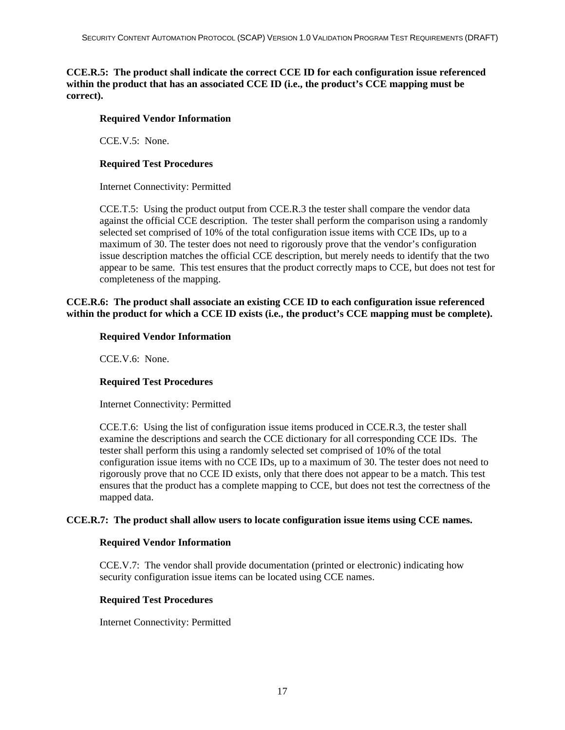**CCE.R.5: The product shall indicate the correct CCE ID for each configuration issue referenced within the product that has an associated CCE ID (i.e., the product's CCE mapping must be correct).**

**Required Vendor Information**

CCE.V.5: None.

**Required Test Procedures**

Internet Connectivity: Permitted

CCE.T.5: Using the product output from CCE.R.3 the tester shall compare the vendor data against the official CCE description. The tester shall perform the comparison using a randomly selected set comprised of 10% of the total configuration issue items with CCE IDs, up to a maximum of 30. The tester does not need to rigorously prove that the vendor's configuration issue description matches the official CCE description, but merely needs to identify that the two appear to be same. This test ensures that the product correctly maps to CCE, but does not test for completeness of the mapping.

**CCE.R.6: The product shall associate an existing CCE ID to each configuration issue referenced within the product for which a CCE ID exists (i.e., the product's CCE mapping must be complete).**

**Required Vendor Information**

CCE.V.6: None.

**Required Test Procedures**

Internet Connectivity: Permitted

CCE.T.6: Using the list of configuration issue items produced in CCE.R.3, the tester shall examine the descriptions and search the CCE dictionary for all corresponding CCE IDs. The tester shall perform this using a randomly selected set comprised of 10% of the total configuration issue items with no CCE IDs, up to a maximum of 30. The tester does not need to rigorously prove that no CCE ID exists, only that there does not appear to be a match. This test ensures that the product has a complete mapping to CCE, but does not test the correctness of the mapped data.

**CCE.R.7: The product shall allow users to locate configuration issue items using CCE names.**

**Required Vendor Information**

CCE.V.7: The vendor shall provide documentation (printed or electronic) indicating how security configuration issue items can be located using CCE names.

**Required Test Procedures**

Internet Connectivity: Permitted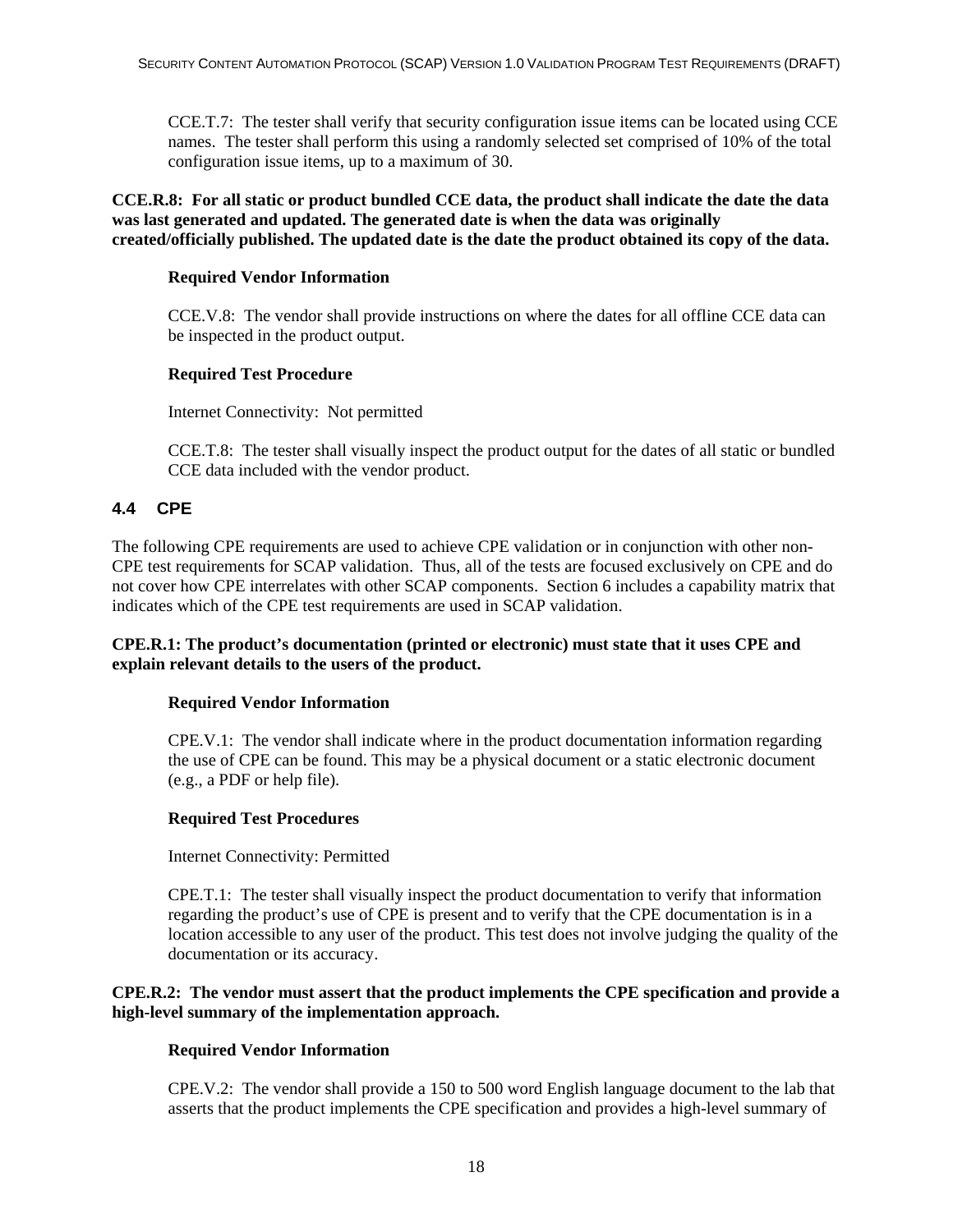CCE.T.7: The tester shall verify that security configuration issue items can be located using CCE names. The tester shall perform this using a randomly selected set comprised of 10% of the total configuration issue items, up to a maximum of 30.

**CCE.R.8: For all static or product bundled CCE data, the product shall indicate the date the data was last generated and updated. The generated date is when the data was originally created/officially published. The updated date is the date the product obtained its copy of the data.**

**Required Vendor Information**

CCE.V.8: The vendor shall provide instructions on where the dates for all offline CCE data can be inspected in the product output.

**Required Test Procedure**

Internet Connectivity: Not permitted

CCE.T.8: The tester shall visually inspect the product output for the dates of all static or bundled CCE data included with the vendor product.

### 4.4 CPE

The following CPE requirements are used to achieve CPE validation or in conjunction with other non-CPE test requirements for SCAP validation. Thus, all of the tests are focused exclusively on CPE and do not cover how CPE interrelates with other SCAP components. Section 6 includes a capability matrix that indicates which of the CPE test requirements are used in SCAP validation.

**CPE.R.1: The product's documentation (printed or electronic) must state that it uses CPE and explain relevant details to the users of the product.**

**Required Vendor Information**

CPE.V.1: The vendor shall indicate where in the product documentation information regarding the use of CPE can be found. This may be a physical document or a static electronic document (e.g., a PDF or help file).

**Required Test Procedures**

Internet Connectivity: Permitted

CPE.T.1: The tester shall visually inspect the product documentation to verify that information regarding the product's use of CPE is present and to verify that the CPE documentation is in a location accessible to any user of the product. This test does not involve judging the quality of the documentation or its accuracy.

**CPE.R.2: The vendor must assert that the product implements the CPE specification and provide a high-level summary of the implementation approach.**

**Required Vendor Information**

CPE.V.2: The vendor shall provide a 150 to 500 word English language document to the lab that asserts that the product implements the CPE specification and provides a high-level summary of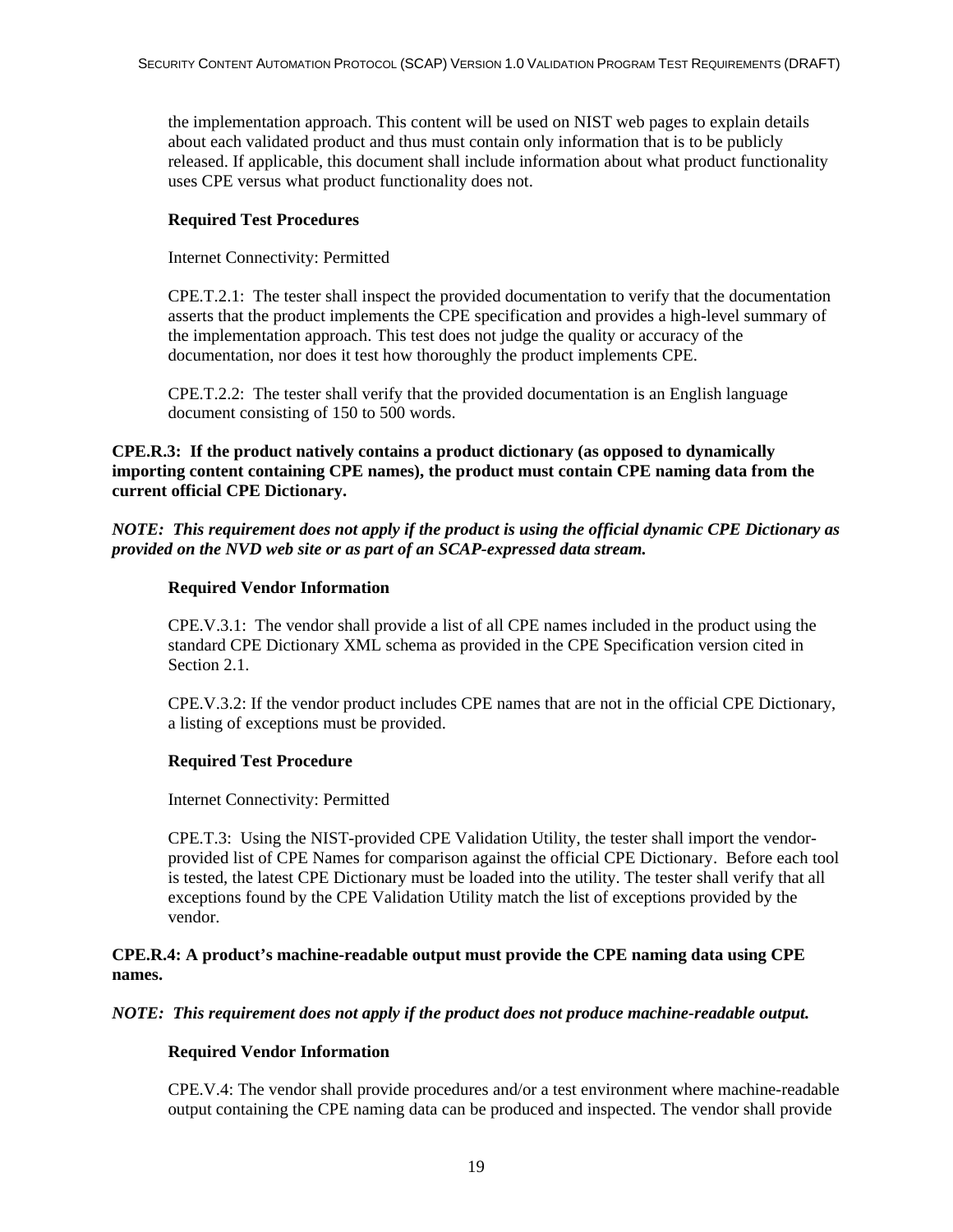the implementation approach. This content will be used on NIST web pages to explain details about each validated product and thus must contain only information that is to be publicly released. If applicable, this document shall include information about what product functionality uses CPE versus what product functionality does not.

**Required Test Procedures**

Internet Connectivity: Permitted

CPE.T.2.1: The tester shall inspect the provided documentation to verify that the documentation asserts that the product implements the CPE specification and provides a high-level summary of the implementation approach. This test does not judge the quality or accuracy of the documentation, nor does it test how thoroughly the product implements CPE.

CPE.T.2.2: The tester shall verify that the provided documentation is an English language document consisting of 150 to 500 words.

**CPE.R.3: If the product natively contains a product dictionary (as opposed to dynamically importing content containing CPE names), the product must contain CPE naming data from the current official CPE Dictionary.**

***NOTE: This requirement does not apply if the product is using the official dynamic CPE Dictionary as provided on the NVD web site or as part of an SCAP-expressed data stream.***

**Required Vendor Information**

CPE.V.3.1: The vendor shall provide a list of all CPE names included in the product using the standard CPE Dictionary XML schema as provided in the CPE Specification version cited in Section 2.1.

CPE.V.3.2: If the vendor product includes CPE names that are not in the official CPE Dictionary, a listing of exceptions must be provided.

**Required Test Procedure**

Internet Connectivity: Permitted

CPE.T.3: Using the NIST-provided CPE Validation Utility, the tester shall import the vendor-provided list of CPE Names for comparison against the official CPE Dictionary. Before each tool is tested, the latest CPE Dictionary must be loaded into the utility. The tester shall verify that all exceptions found by the CPE Validation Utility match the list of exceptions provided by the vendor.

**CPE.R.4: A product's machine-readable output must provide the CPE naming data using CPE names.**

***NOTE: This requirement does not apply if the product does not produce machine-readable output.***

**Required Vendor Information**

CPE.V.4: The vendor shall provide procedures and/or a test environment where machine-readable output containing the CPE naming data can be produced and inspected. The vendor shall provide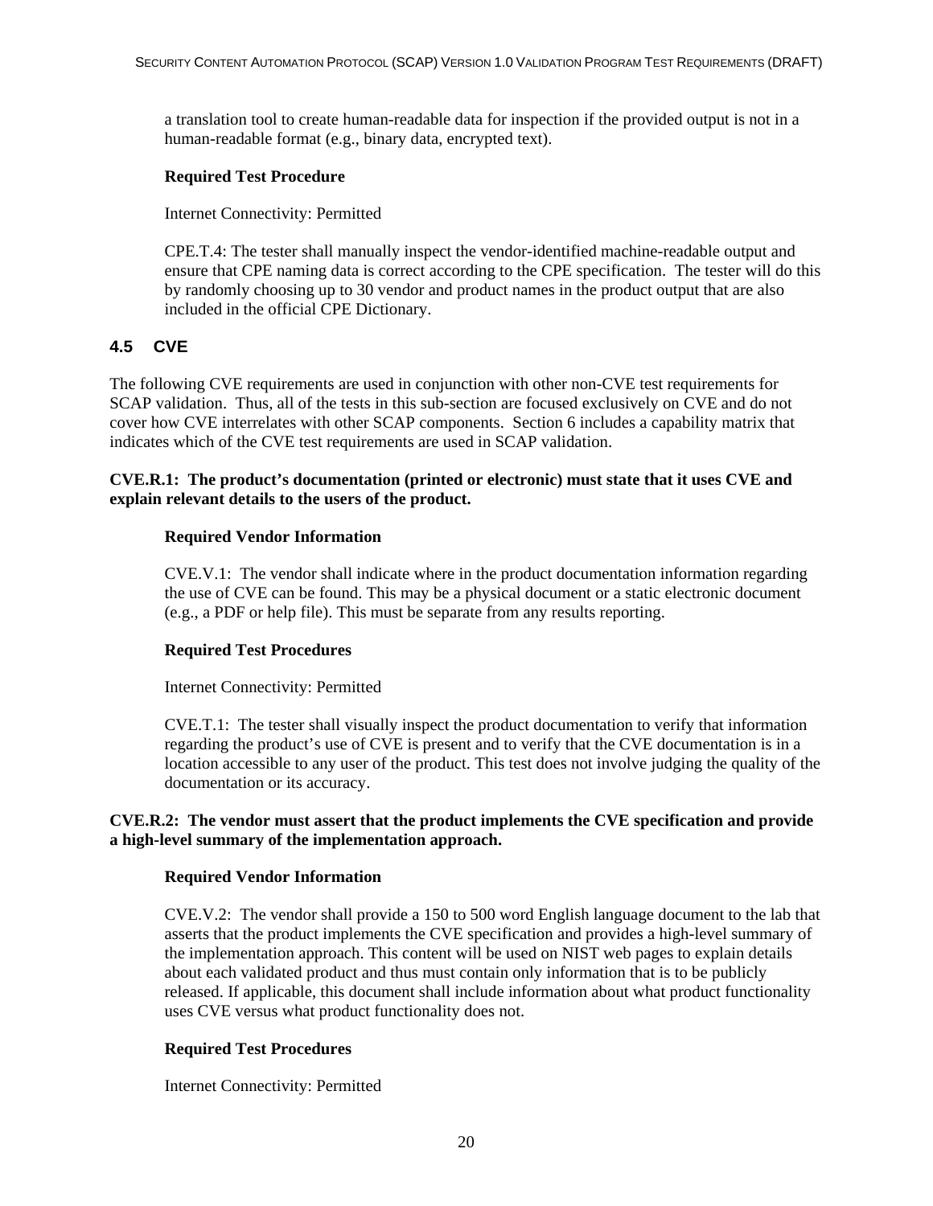a translation tool to create human-readable data for inspection if the provided output is not in a human-readable format (e.g., binary data, encrypted text).

**Required Test Procedure**

Internet Connectivity: Permitted

CPE.T.4: The tester shall manually inspect the vendor-identified machine-readable output and ensure that CPE naming data is correct according to the CPE specification. The tester will do this by randomly choosing up to 30 vendor and product names in the product output that are also included in the official CPE Dictionary.

## 4.5 CVE

The following CVE requirements are used in conjunction with other non-CVE test requirements for SCAP validation. Thus, all of the tests in this sub-section are focused exclusively on CVE and do not cover how CVE interrelates with other SCAP components. Section 6 includes a capability matrix that indicates which of the CVE test requirements are used in SCAP validation.

**CVE.R.1: The product's documentation (printed or electronic) must state that it uses CVE and explain relevant details to the users of the product.**

**Required Vendor Information**

CVE.V.1: The vendor shall indicate where in the product documentation information regarding the use of CVE can be found. This may be a physical document or a static electronic document (e.g., a PDF or help file). This must be separate from any results reporting.

**Required Test Procedures**

Internet Connectivity: Permitted

CVE.T.1: The tester shall visually inspect the product documentation to verify that information regarding the product's use of CVE is present and to verify that the CVE documentation is in a location accessible to any user of the product. This test does not involve judging the quality of the documentation or its accuracy.

**CVE.R.2: The vendor must assert that the product implements the CVE specification and provide a high-level summary of the implementation approach.**

**Required Vendor Information**

CVE.V.2: The vendor shall provide a 150 to 500 word English language document to the lab that asserts that the product implements the CVE specification and provides a high-level summary of the implementation approach. This content will be used on NIST web pages to explain details about each validated product and thus must contain only information that is to be publicly released. If applicable, this document shall include information about what product functionality uses CVE versus what product functionality does not.

**Required Test Procedures**

Internet Connectivity: Permitted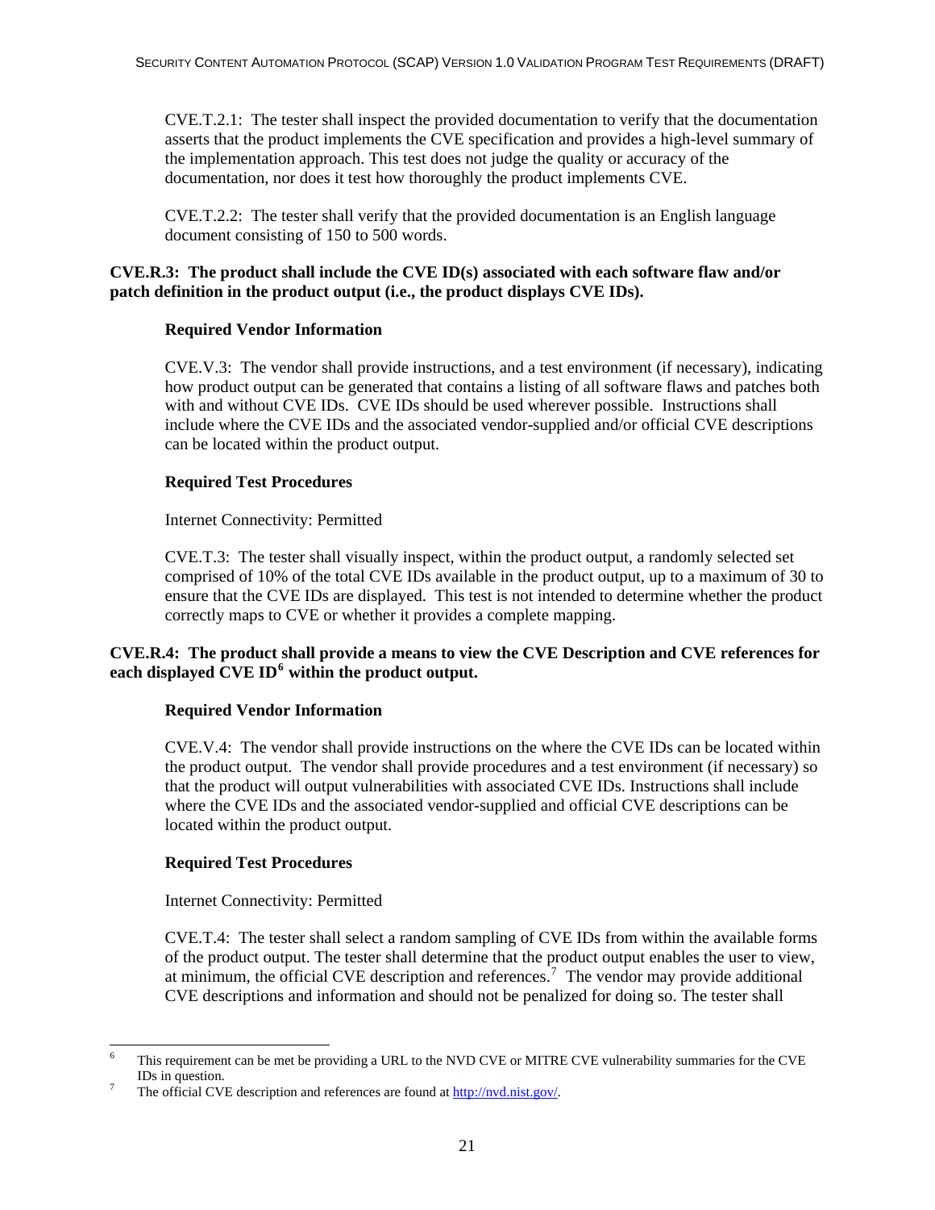CVE.T.2.1: The tester shall inspect the provided documentation to verify that the documentation asserts that the product implements the CVE specification and provides a high-level summary of the implementation approach. This test does not judge the quality or accuracy of the documentation, nor does it test how thoroughly the product implements CVE.

CVE.T.2.2: The tester shall verify that the provided documentation is an English language document consisting of 150 to 500 words.

**CVE.R.3: The product shall include the CVE ID(s) associated with each software flaw and/or patch definition in the product output (i.e., the product displays CVE IDs).**

**Required Vendor Information**

CVE.V.3: The vendor shall provide instructions, and a test environment (if necessary), indicating how product output can be generated that contains a listing of all software flaws and patches both with and without CVE IDs. CVE IDs should be used wherever possible. Instructions shall include where the CVE IDs and the associated vendor-supplied and/or official CVE descriptions can be located within the product output.

**Required Test Procedures**

Internet Connectivity: Permitted

CVE.T.3: The tester shall visually inspect, within the product output, a randomly selected set comprised of 10% of the total CVE IDs available in the product output, up to a maximum of 30 to ensure that the CVE IDs are displayed. This test is not intended to determine whether the product correctly maps to CVE or whether it provides a complete mapping.

**CVE.R.4: The product shall provide a means to view the CVE Description and CVE references for each displayed CVE ID[6] within the product output.**

**Required Vendor Information**

CVE.V.4: The vendor shall provide instructions on the where the CVE IDs can be located within the product output. The vendor shall provide procedures and a test environment (if necessary) so that the product will output vulnerabilities with associated CVE IDs. Instructions shall include where the CVE IDs and the associated vendor-supplied and official CVE descriptions can be located within the product output.

**Required Test Procedures**

Internet Connectivity: Permitted

CVE.T.4: The tester shall select a random sampling of CVE IDs from within the available forms of the product output. The tester shall determine that the product output enables the user to view, at minimum, the official CVE description and references.[7] The vendor may provide additional CVE descriptions and information and should not be penalized for doing so. The tester shall

---

[6] This requirement can be met be providing a URL to the NVD CVE or MITRE CVE vulnerability summaries for the CVE IDs in question.

[7] The official CVE description and references are found at http://nvd.nist.gov/.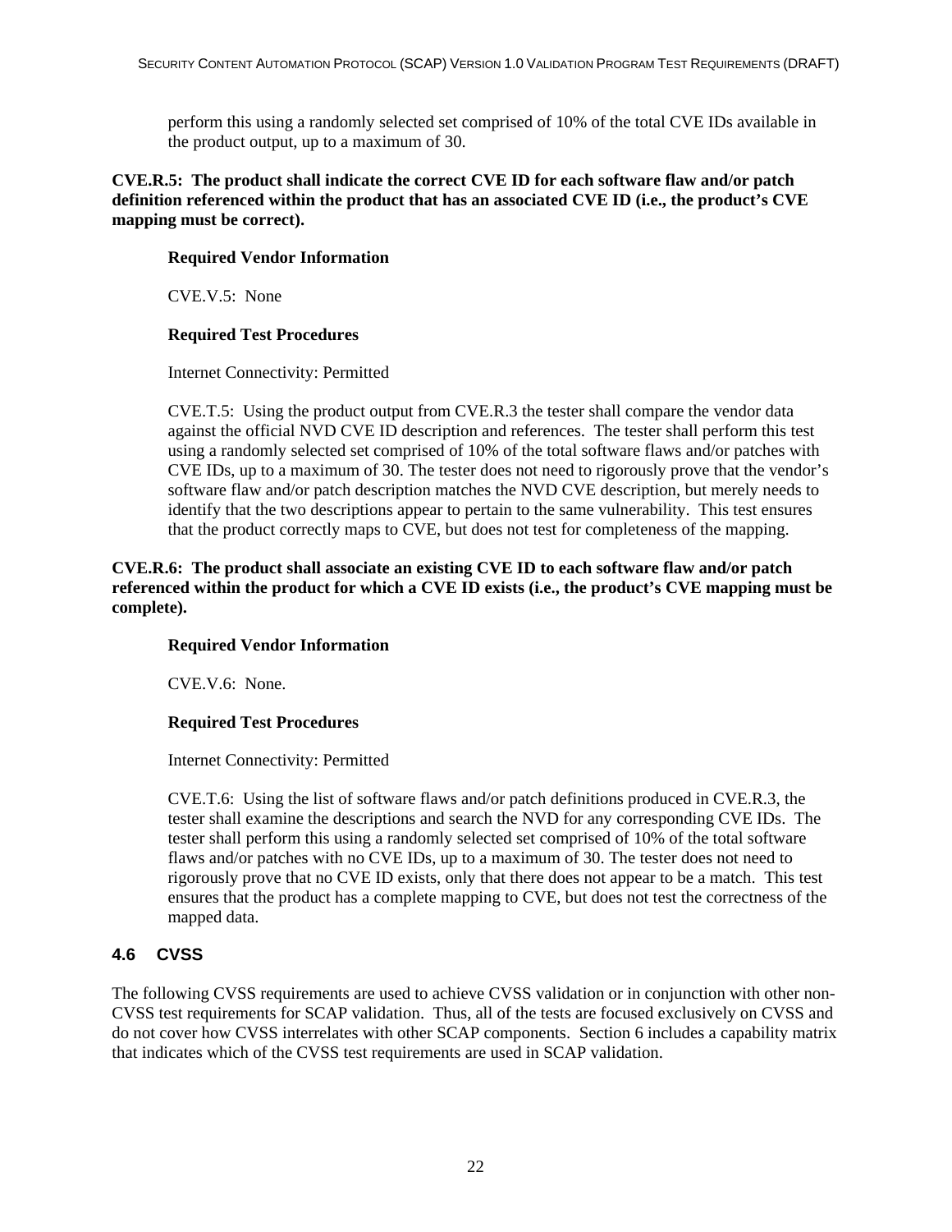perform this using a randomly selected set comprised of 10% of the total CVE IDs available in the product output, up to a maximum of 30.

**CVE.R.5: The product shall indicate the correct CVE ID for each software flaw and/or patch definition referenced within the product that has an associated CVE ID (i.e., the product's CVE mapping must be correct).**

**Required Vendor Information**

CVE.V.5: None

**Required Test Procedures**

Internet Connectivity: Permitted

CVE.T.5: Using the product output from CVE.R.3 the tester shall compare the vendor data against the official NVD CVE ID description and references. The tester shall perform this test using a randomly selected set comprised of 10% of the total software flaws and/or patches with CVE IDs, up to a maximum of 30. The tester does not need to rigorously prove that the vendor's software flaw and/or patch description matches the NVD CVE description, but merely needs to identify that the two descriptions appear to pertain to the same vulnerability. This test ensures that the product correctly maps to CVE, but does not test for completeness of the mapping.

**CVE.R.6: The product shall associate an existing CVE ID to each software flaw and/or patch referenced within the product for which a CVE ID exists (i.e., the product's CVE mapping must be complete).**

**Required Vendor Information**

CVE.V.6: None.

**Required Test Procedures**

Internet Connectivity: Permitted

CVE.T.6: Using the list of software flaws and/or patch definitions produced in CVE.R.3, the tester shall examine the descriptions and search the NVD for any corresponding CVE IDs. The tester shall perform this using a randomly selected set comprised of 10% of the total software flaws and/or patches with no CVE IDs, up to a maximum of 30. The tester does not need to rigorously prove that no CVE ID exists, only that there does not appear to be a match. This test ensures that the product has a complete mapping to CVE, but does not test the correctness of the mapped data.

## 4.6 CVSS

The following CVSS requirements are used to achieve CVSS validation or in conjunction with other non-CVSS test requirements for SCAP validation. Thus, all of the tests are focused exclusively on CVSS and do not cover how CVSS interrelates with other SCAP components. Section 6 includes a capability matrix that indicates which of the CVSS test requirements are used in SCAP validation.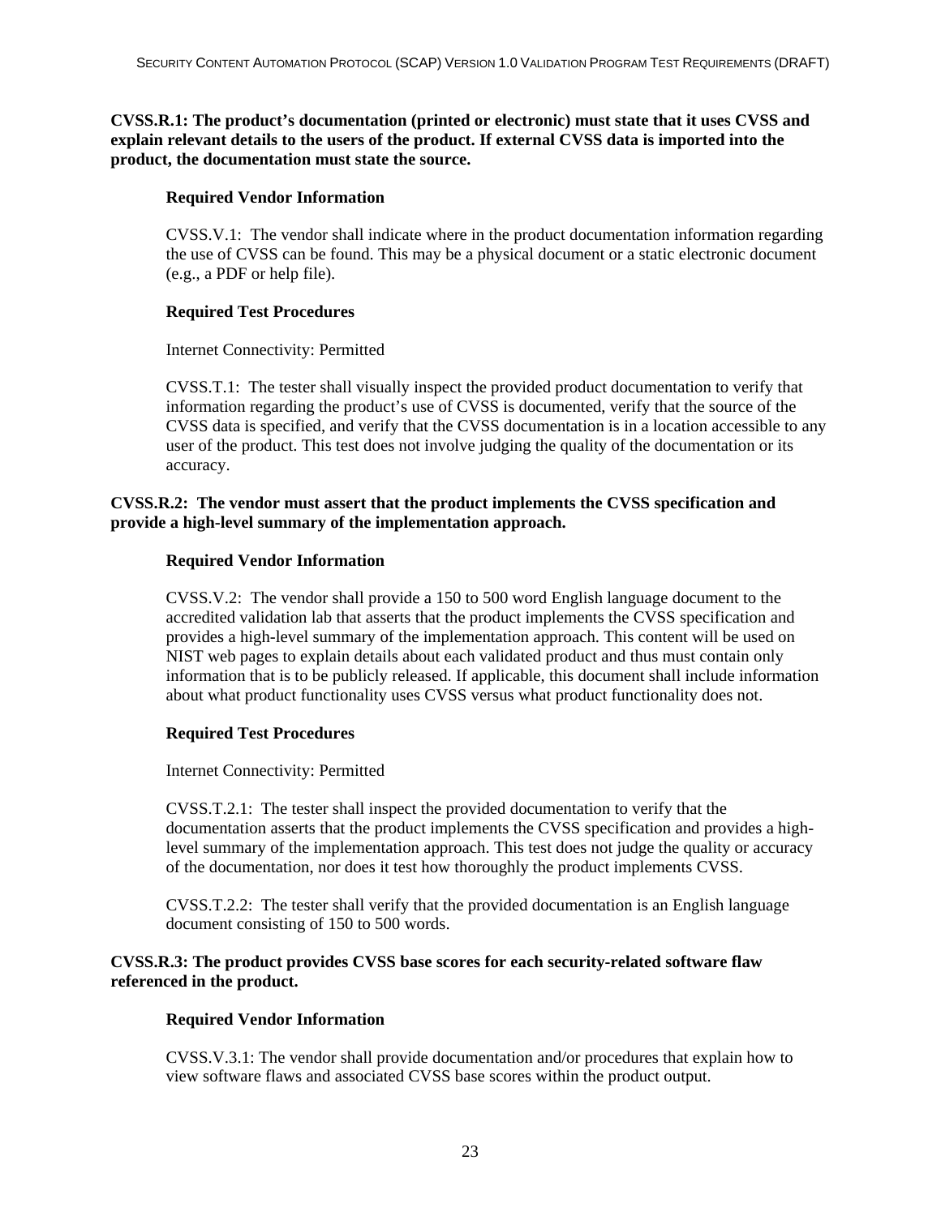**CVSS.R.1: The product's documentation (printed or electronic) must state that it uses CVSS and explain relevant details to the users of the product. If external CVSS data is imported into the product, the documentation must state the source.**

**Required Vendor Information**

CVSS.V.1: The vendor shall indicate where in the product documentation information regarding the use of CVSS can be found. This may be a physical document or a static electronic document (e.g., a PDF or help file).

**Required Test Procedures**

Internet Connectivity: Permitted

CVSS.T.1: The tester shall visually inspect the provided product documentation to verify that information regarding the product's use of CVSS is documented, verify that the source of the CVSS data is specified, and verify that the CVSS documentation is in a location accessible to any user of the product. This test does not involve judging the quality of the documentation or its accuracy.

**CVSS.R.2: The vendor must assert that the product implements the CVSS specification and provide a high-level summary of the implementation approach.**

**Required Vendor Information**

CVSS.V.2: The vendor shall provide a 150 to 500 word English language document to the accredited validation lab that asserts that the product implements the CVSS specification and provides a high-level summary of the implementation approach. This content will be used on NIST web pages to explain details about each validated product and thus must contain only information that is to be publicly released. If applicable, this document shall include information about what product functionality uses CVSS versus what product functionality does not.

**Required Test Procedures**

Internet Connectivity: Permitted

CVSS.T.2.1: The tester shall inspect the provided documentation to verify that the documentation asserts that the product implements the CVSS specification and provides a high-level summary of the implementation approach. This test does not judge the quality or accuracy of the documentation, nor does it test how thoroughly the product implements CVSS.

CVSS.T.2.2: The tester shall verify that the provided documentation is an English language document consisting of 150 to 500 words.

**CVSS.R.3: The product provides CVSS base scores for each security-related software flaw referenced in the product.**

**Required Vendor Information**

CVSS.V.3.1: The vendor shall provide documentation and/or procedures that explain how to view software flaws and associated CVSS base scores within the product output.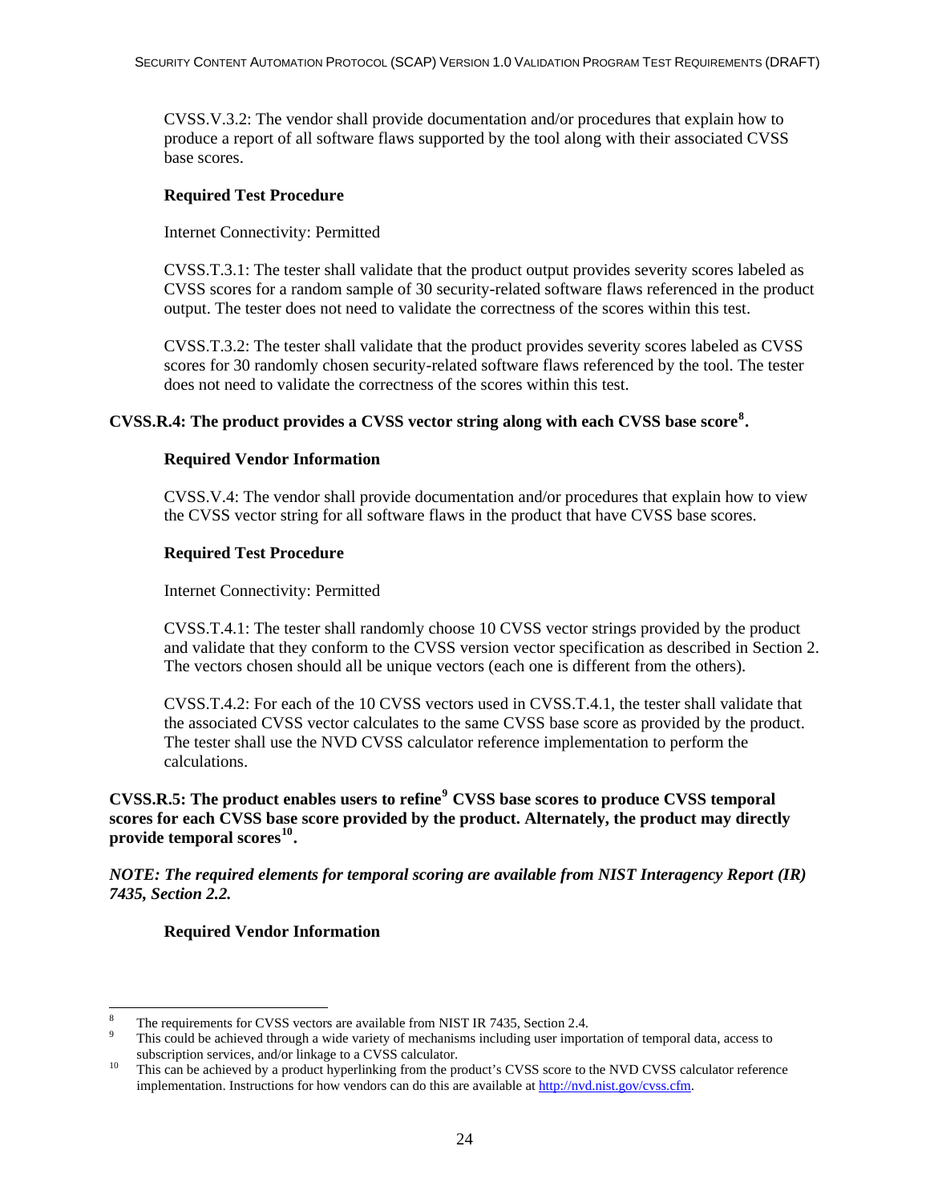CVSS.V.3.2: The vendor shall provide documentation and/or procedures that explain how to produce a report of all software flaws supported by the tool along with their associated CVSS base scores.

**Required Test Procedure**

Internet Connectivity: Permitted

CVSS.T.3.1: The tester shall validate that the product output provides severity scores labeled as CVSS scores for a random sample of 30 security-related software flaws referenced in the product output. The tester does not need to validate the correctness of the scores within this test.

CVSS.T.3.2: The tester shall validate that the product provides severity scores labeled as CVSS scores for 30 randomly chosen security-related software flaws referenced by the tool. The tester does not need to validate the correctness of the scores within this test.

**CVSS.R.4: The product provides a CVSS vector string along with each CVSS base score[8].**

**Required Vendor Information**

CVSS.V.4: The vendor shall provide documentation and/or procedures that explain how to view the CVSS vector string for all software flaws in the product that have CVSS base scores.

**Required Test Procedure**

Internet Connectivity: Permitted

CVSS.T.4.1: The tester shall randomly choose 10 CVSS vector strings provided by the product and validate that they conform to the CVSS version vector specification as described in Section 2. The vectors chosen should all be unique vectors (each one is different from the others).

CVSS.T.4.2: For each of the 10 CVSS vectors used in CVSS.T.4.1, the tester shall validate that the associated CVSS vector calculates to the same CVSS base score as provided by the product. The tester shall use the NVD CVSS calculator reference implementation to perform the calculations.

**CVSS.R.5: The product enables users to refine[9] CVSS base scores to produce CVSS temporal scores for each CVSS base score provided by the product. Alternately, the product may directly provide temporal scores[10].**

***NOTE: The required elements for temporal scoring are available from NIST Interagency Report (IR) 7435, Section 2.2.***

**Required Vendor Information**

---

[8] The requirements for CVSS vectors are available from NIST IR 7435, Section 2.4.

[9] This could be achieved through a wide variety of mechanisms including user importation of temporal data, access to subscription services, and/or linkage to a CVSS calculator.

[10] This can be achieved by a product hyperlinking from the product's CVSS score to the NVD CVSS calculator reference implementation. Instructions for how vendors can do this are available at http://nvd.nist.gov/cvss.cfm.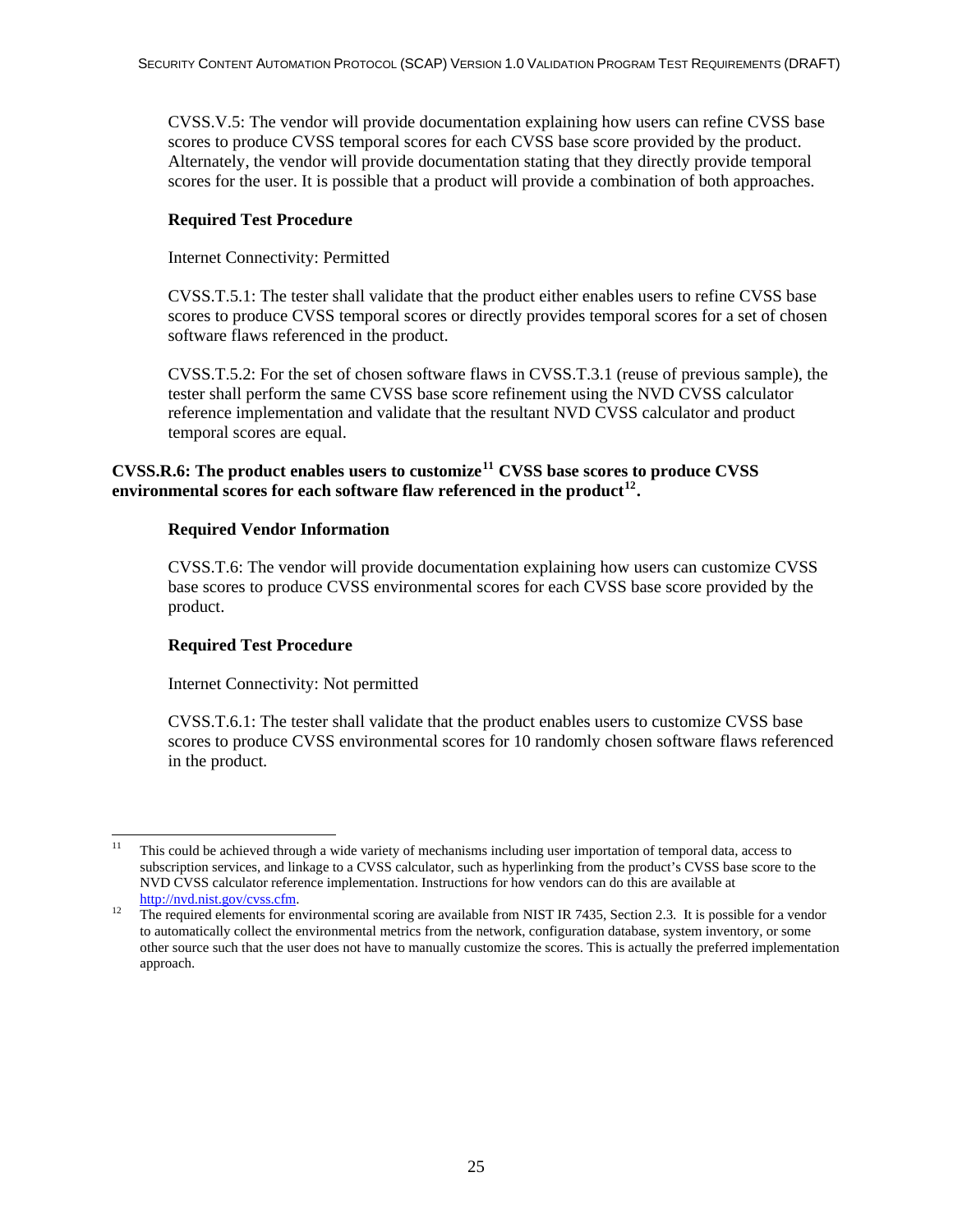CVSS.V.5: The vendor will provide documentation explaining how users can refine CVSS base scores to produce CVSS temporal scores for each CVSS base score provided by the product. Alternately, the vendor will provide documentation stating that they directly provide temporal scores for the user. It is possible that a product will provide a combination of both approaches.

**Required Test Procedure**

Internet Connectivity: Permitted

CVSS.T.5.1: The tester shall validate that the product either enables users to refine CVSS base scores to produce CVSS temporal scores or directly provides temporal scores for a set of chosen software flaws referenced in the product.

CVSS.T.5.2: For the set of chosen software flaws in CVSS.T.3.1 (reuse of previous sample), the tester shall perform the same CVSS base score refinement using the NVD CVSS calculator reference implementation and validate that the resultant NVD CVSS calculator and product temporal scores are equal.

**CVSS.R.6: The product enables users to customize[11] CVSS base scores to produce CVSS environmental scores for each software flaw referenced in the product[12].**

**Required Vendor Information**

CVSS.T.6: The vendor will provide documentation explaining how users can customize CVSS base scores to produce CVSS environmental scores for each CVSS base score provided by the product.

**Required Test Procedure**

Internet Connectivity: Not permitted

CVSS.T.6.1: The tester shall validate that the product enables users to customize CVSS base scores to produce CVSS environmental scores for 10 randomly chosen software flaws referenced in the product.

---

[11] This could be achieved through a wide variety of mechanisms including user importation of temporal data, access to subscription services, and linkage to a CVSS calculator, such as hyperlinking from the product's CVSS base score to the NVD CVSS calculator reference implementation. Instructions for how vendors can do this are available at http://nvd.nist.gov/cvss.cfm.

[12] The required elements for environmental scoring are available from NIST IR 7435, Section 2.3. It is possible for a vendor to automatically collect the environmental metrics from the network, configuration database, system inventory, or some other source such that the user does not have to manually customize the scores. This is actually the preferred implementation approach.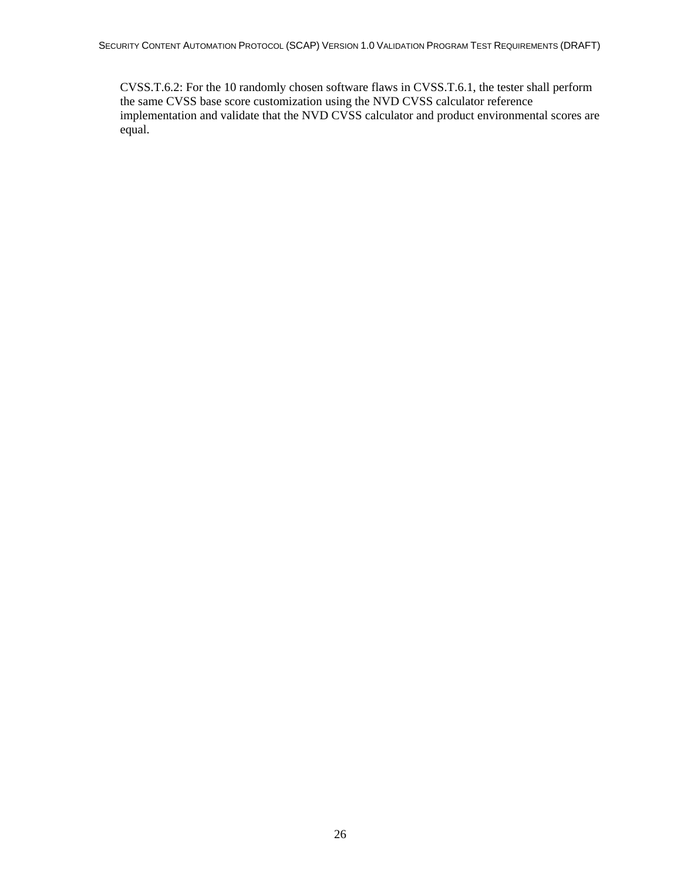CVSS.T.6.2: For the 10 randomly chosen software flaws in CVSS.T.6.1, the tester shall perform the same CVSS base score customization using the NVD CVSS calculator reference implementation and validate that the NVD CVSS calculator and product environmental scores are equal.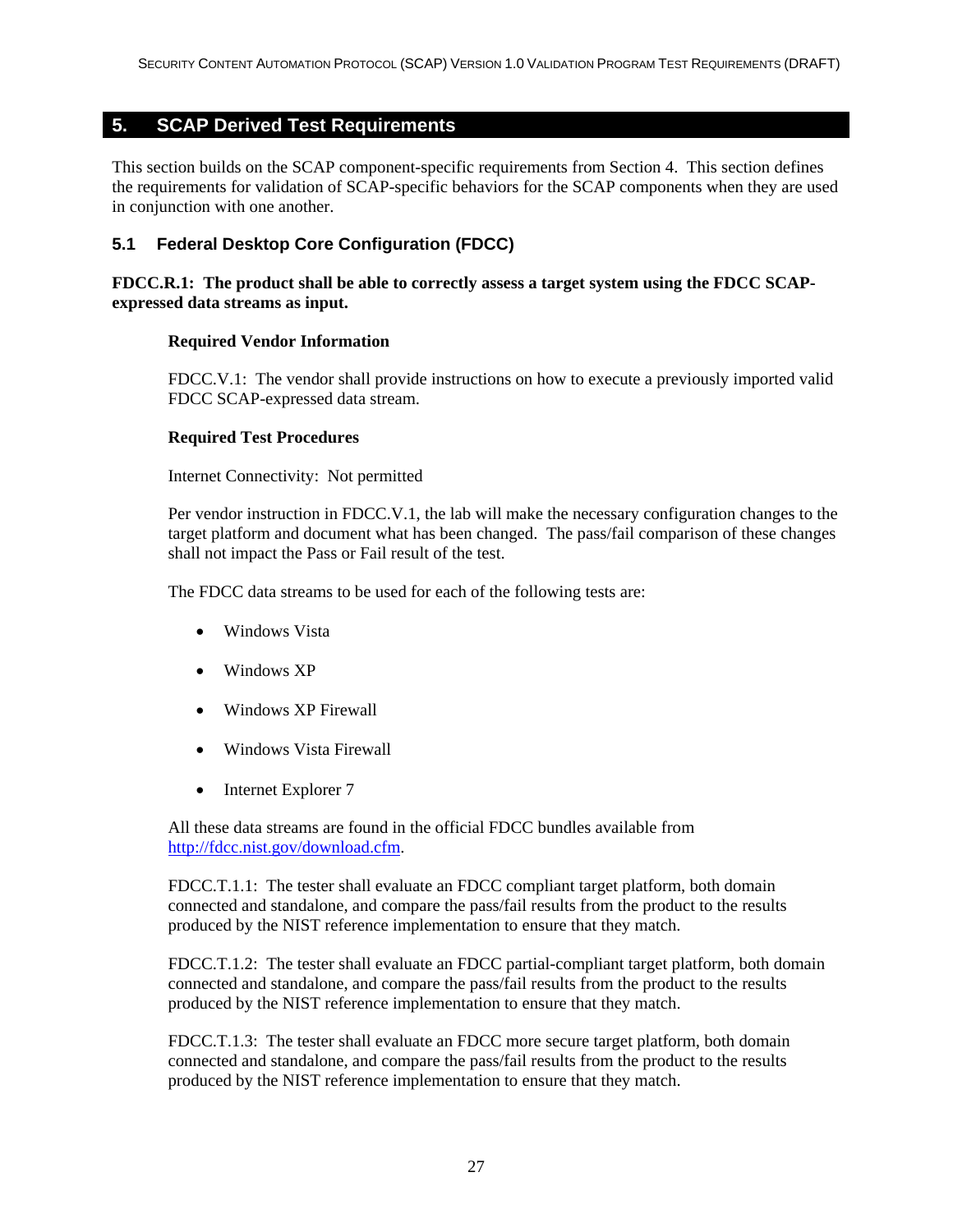## 5. SCAP Derived Test Requirements

This section builds on the SCAP component-specific requirements from Section 4. This section defines the requirements for validation of SCAP-specific behaviors for the SCAP components when they are used in conjunction with one another.

### 5.1 Federal Desktop Core Configuration (FDCC)

**FDCC.R.1: The product shall be able to correctly assess a target system using the FDCC SCAP-expressed data streams as input.**

**Required Vendor Information**

FDCC.V.1: The vendor shall provide instructions on how to execute a previously imported valid FDCC SCAP-expressed data stream.

**Required Test Procedures**

Internet Connectivity: Not permitted

Per vendor instruction in FDCC.V.1, the lab will make the necessary configuration changes to the target platform and document what has been changed. The pass/fail comparison of these changes shall not impact the Pass or Fail result of the test.

The FDCC data streams to be used for each of the following tests are:

- Windows Vista
- Windows XP
- Windows XP Firewall
- Windows Vista Firewall
- Internet Explorer 7

All these data streams are found in the official FDCC bundles available from [http://fdcc.nist.gov/download.cfm](http://fdcc.nist.gov/download.cfm).

FDCC.T.1.1: The tester shall evaluate an FDCC compliant target platform, both domain connected and standalone, and compare the pass/fail results from the product to the results produced by the NIST reference implementation to ensure that they match.

FDCC.T.1.2: The tester shall evaluate an FDCC partial-compliant target platform, both domain connected and standalone, and compare the pass/fail results from the product to the results produced by the NIST reference implementation to ensure that they match.

FDCC.T.1.3: The tester shall evaluate an FDCC more secure target platform, both domain connected and standalone, and compare the pass/fail results from the product to the results produced by the NIST reference implementation to ensure that they match.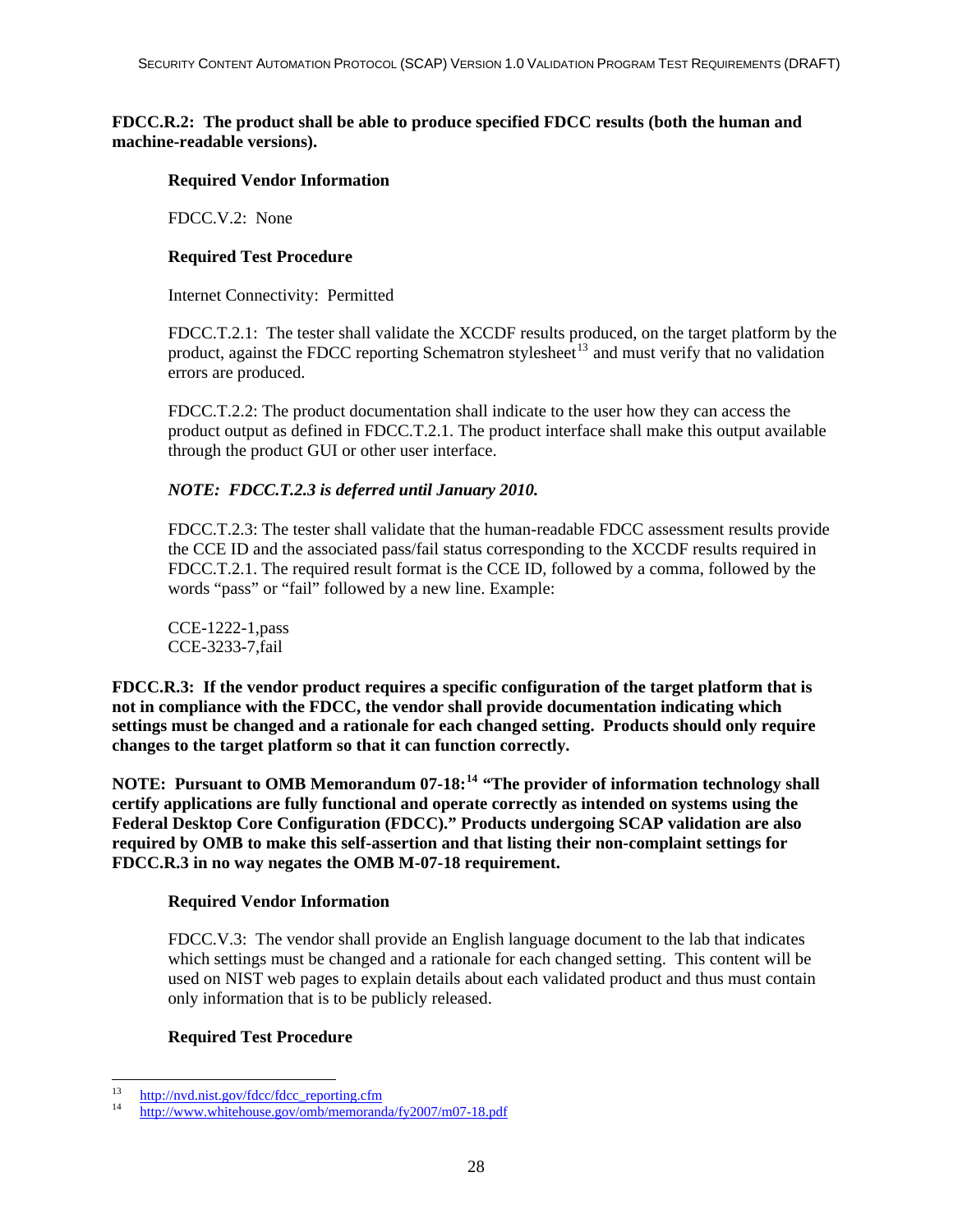**FDCC.R.2: The product shall be able to produce specified FDCC results (both the human and machine-readable versions).**

**Required Vendor Information**

FDCC.V.2: None

**Required Test Procedure**

Internet Connectivity: Permitted

FDCC.T.2.1: The tester shall validate the XCCDF results produced, on the target platform by the product, against the FDCC reporting Schematron stylesheet[13] and must verify that no validation errors are produced.

FDCC.T.2.2: The product documentation shall indicate to the user how they can access the product output as defined in FDCC.T.2.1. The product interface shall make this output available through the product GUI or other user interface.

***NOTE: FDCC.T.2.3 is deferred until January 2010.***

FDCC.T.2.3: The tester shall validate that the human-readable FDCC assessment results provide the CCE ID and the associated pass/fail status corresponding to the XCCDF results required in FDCC.T.2.1. The required result format is the CCE ID, followed by a comma, followed by the words "pass" or "fail" followed by a new line. Example:

CCE-1222-1,pass
CCE-3233-7,fail

**FDCC.R.3: If the vendor product requires a specific configuration of the target platform that is not in compliance with the FDCC, the vendor shall provide documentation indicating which settings must be changed and a rationale for each changed setting. Products should only require changes to the target platform so that it can function correctly.**

**NOTE: Pursuant to OMB Memorandum 07-18:[14] "The provider of information technology shall certify applications are fully functional and operate correctly as intended on systems using the Federal Desktop Core Configuration (FDCC)." Products undergoing SCAP validation are also required by OMB to make this self-assertion and that listing their non-complaint settings for FDCC.R.3 in no way negates the OMB M-07-18 requirement.**

**Required Vendor Information**

FDCC.V.3: The vendor shall provide an English language document to the lab that indicates which settings must be changed and a rationale for each changed setting. This content will be used on NIST web pages to explain details about each validated product and thus must contain only information that is to be publicly released.

**Required Test Procedure**

---

[13] http://nvd.nist.gov/fdcc/fdcc_reporting.cfm

[14] http://www.whitehouse.gov/omb/memoranda/fy2007/m07-18.pdf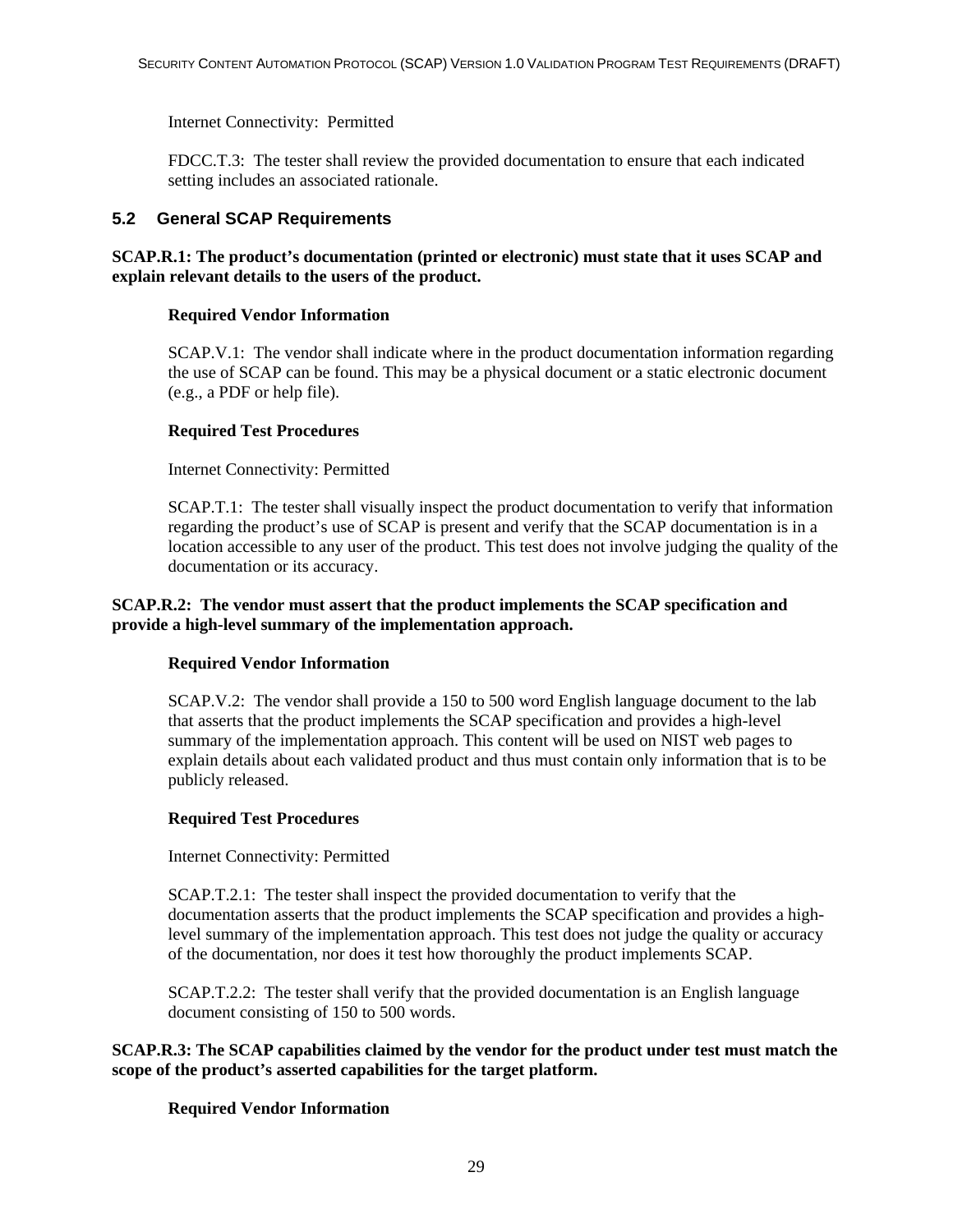Internet Connectivity: Permitted

FDCC.T.3: The tester shall review the provided documentation to ensure that each indicated setting includes an associated rationale.

## 5.2 General SCAP Requirements

**SCAP.R.1: The product's documentation (printed or electronic) must state that it uses SCAP and explain relevant details to the users of the product.**

**Required Vendor Information**

SCAP.V.1: The vendor shall indicate where in the product documentation information regarding the use of SCAP can be found. This may be a physical document or a static electronic document (e.g., a PDF or help file).

**Required Test Procedures**

Internet Connectivity: Permitted

SCAP.T.1: The tester shall visually inspect the product documentation to verify that information regarding the product's use of SCAP is present and verify that the SCAP documentation is in a location accessible to any user of the product. This test does not involve judging the quality of the documentation or its accuracy.

**SCAP.R.2: The vendor must assert that the product implements the SCAP specification and provide a high-level summary of the implementation approach.**

**Required Vendor Information**

SCAP.V.2: The vendor shall provide a 150 to 500 word English language document to the lab that asserts that the product implements the SCAP specification and provides a high-level summary of the implementation approach. This content will be used on NIST web pages to explain details about each validated product and thus must contain only information that is to be publicly released.

**Required Test Procedures**

Internet Connectivity: Permitted

SCAP.T.2.1: The tester shall inspect the provided documentation to verify that the documentation asserts that the product implements the SCAP specification and provides a high-level summary of the implementation approach. This test does not judge the quality or accuracy of the documentation, nor does it test how thoroughly the product implements SCAP.

SCAP.T.2.2: The tester shall verify that the provided documentation is an English language document consisting of 150 to 500 words.

**SCAP.R.3: The SCAP capabilities claimed by the vendor for the product under test must match the scope of the product's asserted capabilities for the target platform.**

**Required Vendor Information**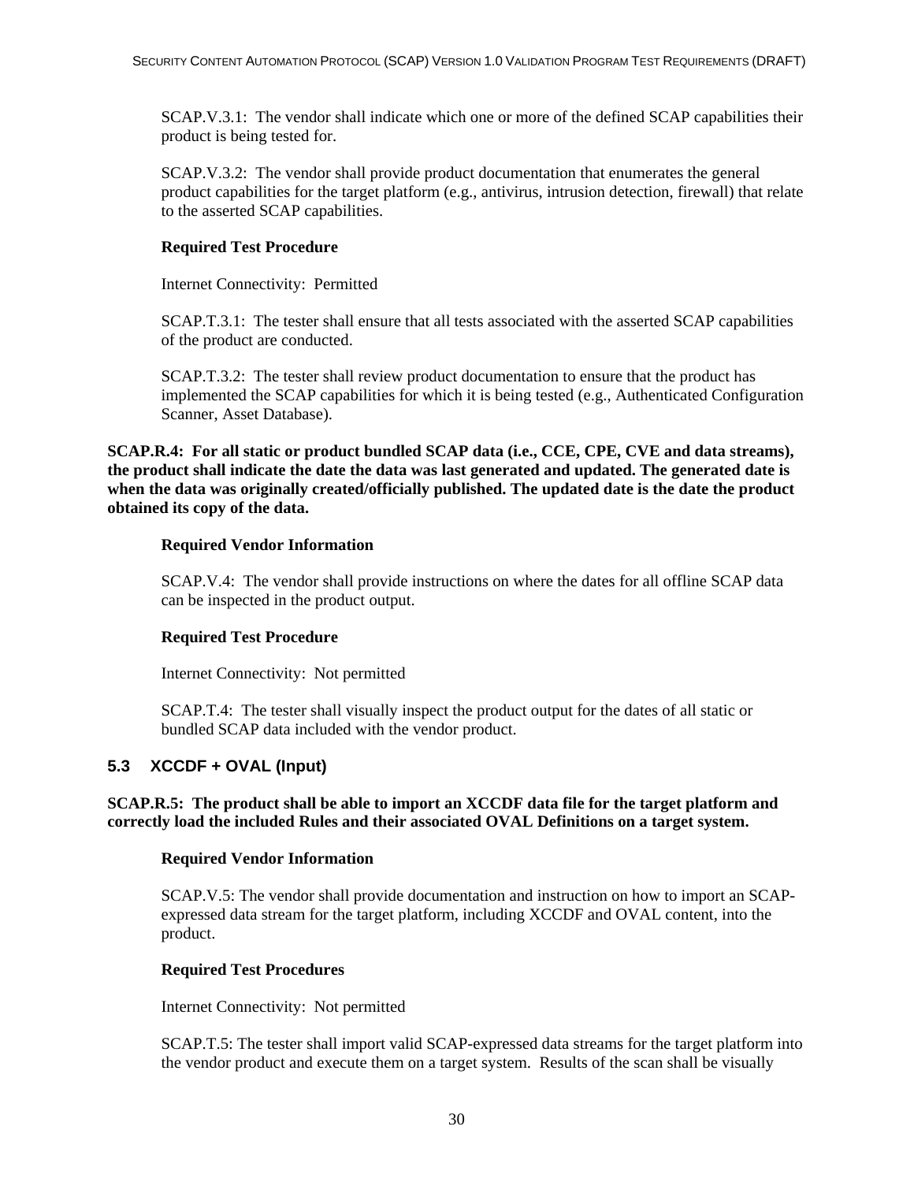SCAP.V.3.1: The vendor shall indicate which one or more of the defined SCAP capabilities their product is being tested for.

SCAP.V.3.2: The vendor shall provide product documentation that enumerates the general product capabilities for the target platform (e.g., antivirus, intrusion detection, firewall) that relate to the asserted SCAP capabilities.

**Required Test Procedure**

Internet Connectivity: Permitted

SCAP.T.3.1: The tester shall ensure that all tests associated with the asserted SCAP capabilities of the product are conducted.

SCAP.T.3.2: The tester shall review product documentation to ensure that the product has implemented the SCAP capabilities for which it is being tested (e.g., Authenticated Configuration Scanner, Asset Database).

**SCAP.R.4: For all static or product bundled SCAP data (i.e., CCE, CPE, CVE and data streams), the product shall indicate the date the data was last generated and updated. The generated date is when the data was originally created/officially published. The updated date is the date the product obtained its copy of the data.**

**Required Vendor Information**

SCAP.V.4: The vendor shall provide instructions on where the dates for all offline SCAP data can be inspected in the product output.

**Required Test Procedure**

Internet Connectivity: Not permitted

SCAP.T.4: The tester shall visually inspect the product output for the dates of all static or bundled SCAP data included with the vendor product.

## 5.3 XCCDF + OVAL (Input)

**SCAP.R.5: The product shall be able to import an XCCDF data file for the target platform and correctly load the included Rules and their associated OVAL Definitions on a target system.**

**Required Vendor Information**

SCAP.V.5: The vendor shall provide documentation and instruction on how to import an SCAP-expressed data stream for the target platform, including XCCDF and OVAL content, into the product.

**Required Test Procedures**

Internet Connectivity: Not permitted

SCAP.T.5: The tester shall import valid SCAP-expressed data streams for the target platform into the vendor product and execute them on a target system. Results of the scan shall be visually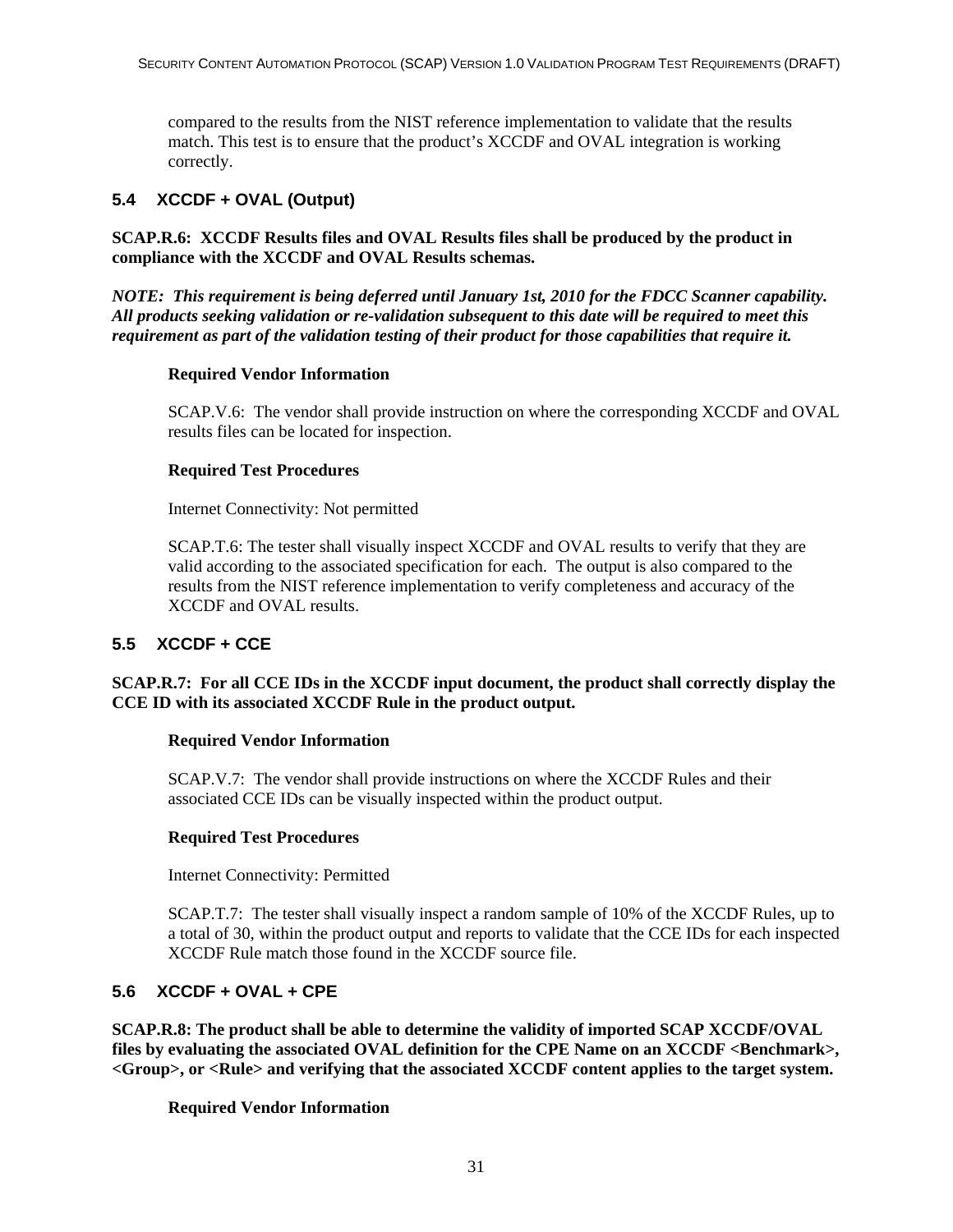compared to the results from the NIST reference implementation to validate that the results match. This test is to ensure that the product's XCCDF and OVAL integration is working correctly.

## 5.4 XCCDF + OVAL (Output)

**SCAP.R.6: XCCDF Results files and OVAL Results files shall be produced by the product in compliance with the XCCDF and OVAL Results schemas.**

***NOTE: This requirement is being deferred until January 1st, 2010 for the FDCC Scanner capability. All products seeking validation or re-validation subsequent to this date will be required to meet this requirement as part of the validation testing of their product for those capabilities that require it.***

**Required Vendor Information**

SCAP.V.6: The vendor shall provide instruction on where the corresponding XCCDF and OVAL results files can be located for inspection.

**Required Test Procedures**

Internet Connectivity: Not permitted

SCAP.T.6: The tester shall visually inspect XCCDF and OVAL results to verify that they are valid according to the associated specification for each. The output is also compared to the results from the NIST reference implementation to verify completeness and accuracy of the XCCDF and OVAL results.

## 5.5 XCCDF + CCE

**SCAP.R.7: For all CCE IDs in the XCCDF input document, the product shall correctly display the CCE ID with its associated XCCDF Rule in the product output.**

**Required Vendor Information**

SCAP.V.7: The vendor shall provide instructions on where the XCCDF Rules and their associated CCE IDs can be visually inspected within the product output.

**Required Test Procedures**

Internet Connectivity: Permitted

SCAP.T.7: The tester shall visually inspect a random sample of 10% of the XCCDF Rules, up to a total of 30, within the product output and reports to validate that the CCE IDs for each inspected XCCDF Rule match those found in the XCCDF source file.

## 5.6 XCCDF + OVAL + CPE

**SCAP.R.8: The product shall be able to determine the validity of imported SCAP XCCDF/OVAL files by evaluating the associated OVAL definition for the CPE Name on an XCCDF <Benchmark>, <Group>, or <Rule> and verifying that the associated XCCDF content applies to the target system.**

**Required Vendor Information**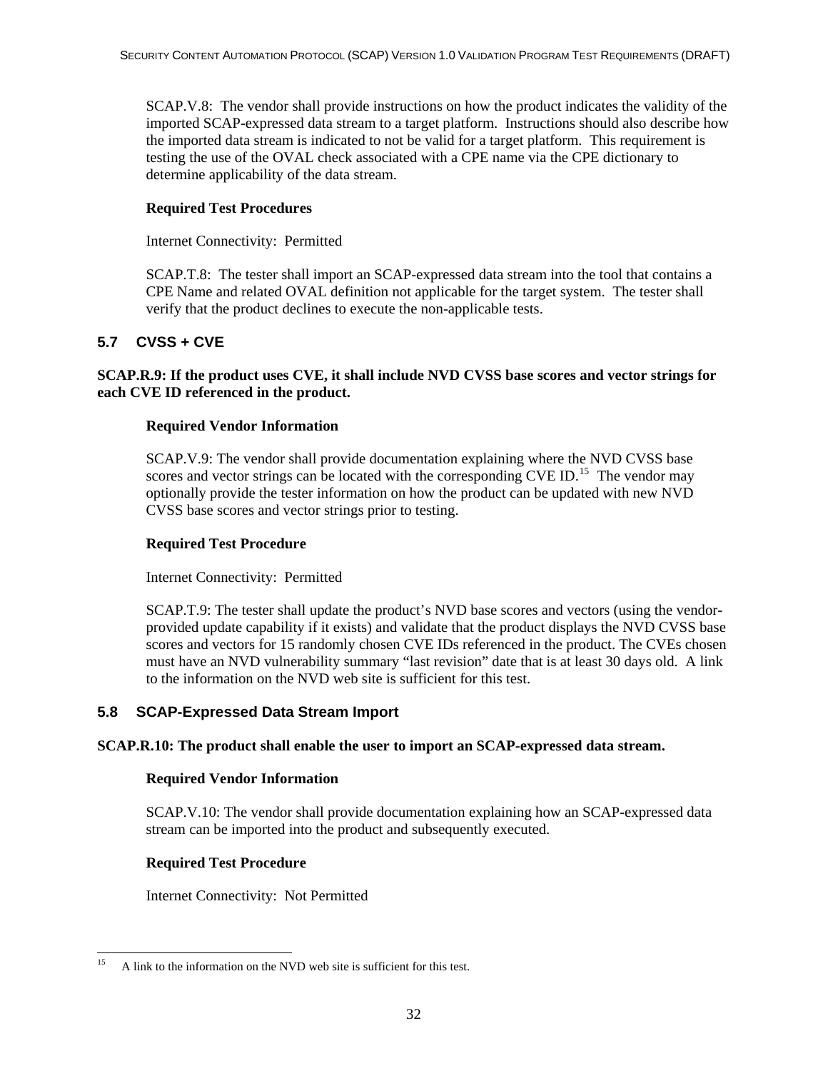SCAP.V.8: The vendor shall provide instructions on how the product indicates the validity of the imported SCAP-expressed data stream to a target platform. Instructions should also describe how the imported data stream is indicated to not be valid for a target platform. This requirement is testing the use of the OVAL check associated with a CPE name via the CPE dictionary to determine applicability of the data stream.

**Required Test Procedures**

Internet Connectivity: Permitted

SCAP.T.8: The tester shall import an SCAP-expressed data stream into the tool that contains a CPE Name and related OVAL definition not applicable for the target system. The tester shall verify that the product declines to execute the non-applicable tests.

### 5.7 CVSS + CVE

**SCAP.R.9: If the product uses CVE, it shall include NVD CVSS base scores and vector strings for each CVE ID referenced in the product.**

**Required Vendor Information**

SCAP.V.9: The vendor shall provide documentation explaining where the NVD CVSS base scores and vector strings can be located with the corresponding CVE ID.[15] The vendor may optionally provide the tester information on how the product can be updated with new NVD CVSS base scores and vector strings prior to testing.

**Required Test Procedure**

Internet Connectivity: Permitted

SCAP.T.9: The tester shall update the product's NVD base scores and vectors (using the vendor-provided update capability if it exists) and validate that the product displays the NVD CVSS base scores and vectors for 15 randomly chosen CVE IDs referenced in the product. The CVEs chosen must have an NVD vulnerability summary "last revision" date that is at least 30 days old. A link to the information on the NVD web site is sufficient for this test.

### 5.8 SCAP-Expressed Data Stream Import

**SCAP.R.10: The product shall enable the user to import an SCAP-expressed data stream.**

**Required Vendor Information**

SCAP.V.10: The vendor shall provide documentation explaining how an SCAP-expressed data stream can be imported into the product and subsequently executed.

**Required Test Procedure**

Internet Connectivity: Not Permitted

[15] A link to the information on the NVD web site is sufficient for this test.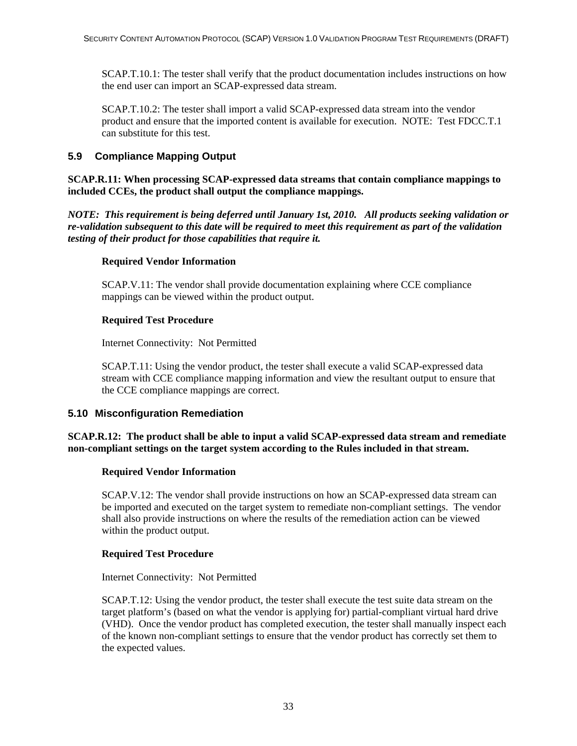SCAP.T.10.1: The tester shall verify that the product documentation includes instructions on how the end user can import an SCAP-expressed data stream.

SCAP.T.10.2: The tester shall import a valid SCAP-expressed data stream into the vendor product and ensure that the imported content is available for execution. NOTE: Test FDCC.T.1 can substitute for this test.

## 5.9 Compliance Mapping Output

**SCAP.R.11: When processing SCAP-expressed data streams that contain compliance mappings to included CCEs, the product shall output the compliance mappings.**

***NOTE: This requirement is being deferred until January 1st, 2010. All products seeking validation or re-validation subsequent to this date will be required to meet this requirement as part of the validation testing of their product for those capabilities that require it.***

**Required Vendor Information**

SCAP.V.11: The vendor shall provide documentation explaining where CCE compliance mappings can be viewed within the product output.

**Required Test Procedure**

Internet Connectivity: Not Permitted

SCAP.T.11: Using the vendor product, the tester shall execute a valid SCAP-expressed data stream with CCE compliance mapping information and view the resultant output to ensure that the CCE compliance mappings are correct.

## 5.10 Misconfiguration Remediation

**SCAP.R.12: The product shall be able to input a valid SCAP-expressed data stream and remediate non-compliant settings on the target system according to the Rules included in that stream.**

**Required Vendor Information**

SCAP.V.12: The vendor shall provide instructions on how an SCAP-expressed data stream can be imported and executed on the target system to remediate non-compliant settings. The vendor shall also provide instructions on where the results of the remediation action can be viewed within the product output.

**Required Test Procedure**

Internet Connectivity: Not Permitted

SCAP.T.12: Using the vendor product, the tester shall execute the test suite data stream on the target platform's (based on what the vendor is applying for) partial-compliant virtual hard drive (VHD). Once the vendor product has completed execution, the tester shall manually inspect each of the known non-compliant settings to ensure that the vendor product has correctly set them to the expected values.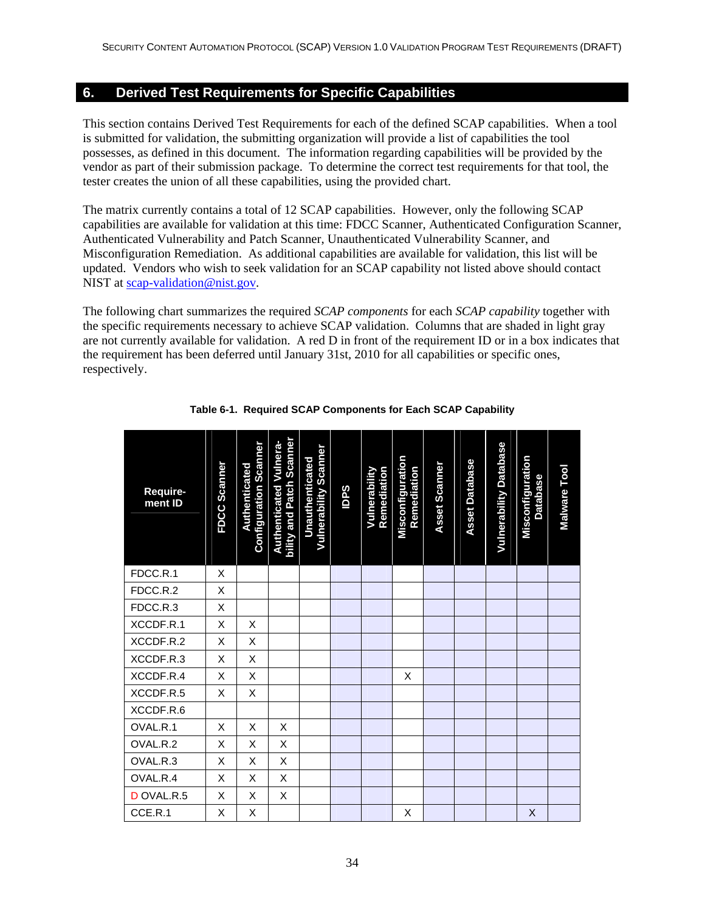## 6. Derived Test Requirements for Specific Capabilities

This section contains Derived Test Requirements for each of the defined SCAP capabilities. When a tool is submitted for validation, the submitting organization will provide a list of capabilities the tool possesses, as defined in this document. The information regarding capabilities will be provided by the vendor as part of their submission package. To determine the correct test requirements for that tool, the tester creates the union of all these capabilities, using the provided chart.

The matrix currently contains a total of 12 SCAP capabilities. However, only the following SCAP capabilities are available for validation at this time: FDCC Scanner, Authenticated Configuration Scanner, Authenticated Vulnerability and Patch Scanner, Unauthenticated Vulnerability Scanner, and Misconfiguration Remediation. As additional capabilities are available for validation, this list will be updated. Vendors who wish to seek validation for an SCAP capability not listed above should contact NIST at scap-validation@nist.gov.

The following chart summarizes the required *SCAP components* for each *SCAP capability* together with the specific requirements necessary to achieve SCAP validation. Columns that are shaded in light gray are not currently available for validation. A red D in front of the requirement ID or in a box indicates that the requirement has been deferred until January 31st, 2010 for all capabilities or specific ones, respectively.

**Table 6-1. Required SCAP Components for Each SCAP Capability**

| Requirement ID | FDCC Scanner | Authenticated Configuration Scanner | Authenticated Vulnerability and Patch Scanner | Unauthenticated Vulnerability Scanner | IDPS | Vulnerability Remediation | Misconfiguration Remediation | Asset Scanner | Asset Database | Vulnerability Database | Misconfiguration Database | Malware Tool |
|---|---|---|---|---|---|---|---|---|---|---|---|---|
| FDCC.R.1 | X | | | | | | | | | | | |
| FDCC.R.2 | X | | | | | | | | | | | |
| FDCC.R.3 | X | | | | | | | | | | | |
| XCCDF.R.1 | X | X | | | | | | | | | | |
| XCCDF.R.2 | X | X | | | | | | | | | | |
| XCCDF.R.3 | X | X | | | | | | | | | | |
| XCCDF.R.4 | X | X | | | | | X | | | | | |
| XCCDF.R.5 | X | X | | | | | | | | | | |
| XCCDF.R.6 | | | | | | | | | | | | |
| OVAL.R.1 | X | X | X | | | | | | | | | |
| OVAL.R.2 | X | X | X | | | | | | | | | |
| OVAL.R.3 | X | X | X | | | | | | | | | |
| OVAL.R.4 | X | X | X | | | | | | | | | |
| D OVAL.R.5 | X | X | X | | | | | | | | | |
| CCE.R.1 | X | X | | | | | X | | | | X | |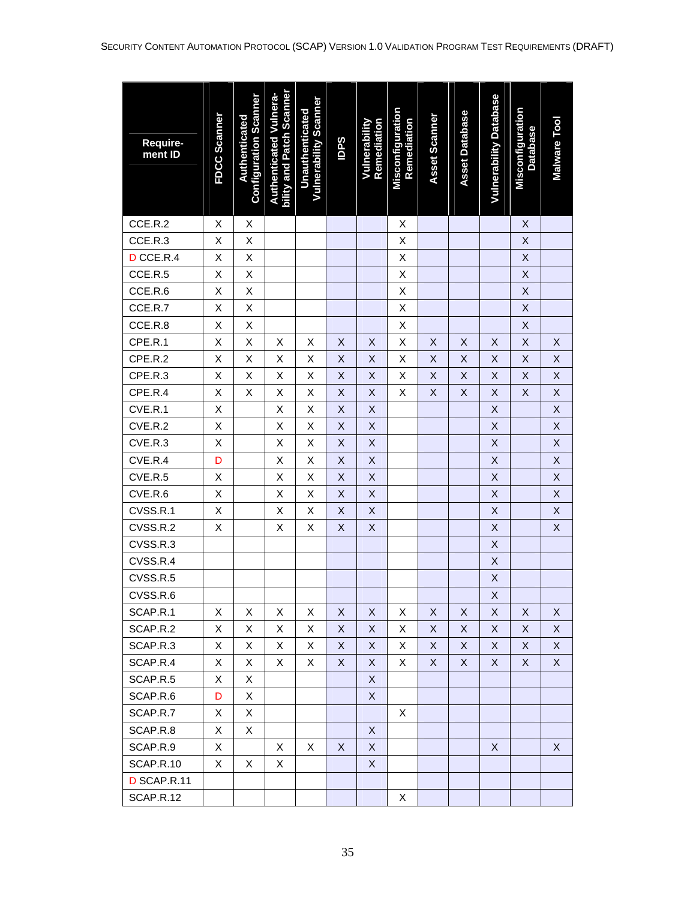| Requirement ID | FDCC Scanner | Authenticated Configuration Scanner | Authenticated Vulnerability and Patch Scanner | Unauthenticated Vulnerability Scanner | IDPS | Vulnerability Remediation | Misconfiguration Remediation | Asset Scanner | Asset Database | Vulnerability Database | Misconfiguration Database | Malware Tool |
|---|---|---|---|---|---|---|---|---|---|---|---|---|
| CCE.R.2 | X | X | | | | | X | | | | X | |
| CCE.R.3 | X | X | | | | | X | | | | X | |
| D CCE.R.4 | X | X | | | | | X | | | | X | |
| CCE.R.5 | X | X | | | | | X | | | | X | |
| CCE.R.6 | X | X | | | | | X | | | | X | |
| CCE.R.7 | X | X | | | | | X | | | | X | |
| CCE.R.8 | X | X | | | | | X | | | | X | |
| CPE.R.1 | X | X | X | X | X | X | X | X | X | X | X | X |
| CPE.R.2 | X | X | X | X | X | X | X | X | X | X | X | X |
| CPE.R.3 | X | X | X | X | X | X | X | X | X | X | X | X |
| CPE.R.4 | X | X | X | X | X | X | X | X | X | X | X | X |
| CVE.R.1 | X | | X | X | X | X | | | | X | | X |
| CVE.R.2 | X | | X | X | X | X | | | | X | | X |
| CVE.R.3 | X | | X | X | X | X | | | | X | | X |
| CVE.R.4 | D | | X | X | X | X | | | | X | | X |
| CVE.R.5 | X | | X | X | X | X | | | | X | | X |
| CVE.R.6 | X | | X | X | X | X | | | | X | | X |
| CVSS.R.1 | X | | X | X | X | X | | | | X | | X |
| CVSS.R.2 | X | | X | X | X | X | | | | X | | X |
| CVSS.R.3 | | | | | | | | | | X | | |
| CVSS.R.4 | | | | | | | | | | X | | |
| CVSS.R.5 | | | | | | | | | | X | | |
| CVSS.R.6 | | | | | | | | | | X | | |
| SCAP.R.1 | X | X | X | X | X | X | X | X | X | X | X | X |
| SCAP.R.2 | X | X | X | X | X | X | X | X | X | X | X | X |
| SCAP.R.3 | X | X | X | X | X | X | X | X | X | X | X | X |
| SCAP.R.4 | X | X | X | X | X | X | X | X | X | X | X | X |
| SCAP.R.5 | X | X | | | | X | | | | | | |
| SCAP.R.6 | D | X | | | | X | | | | | | |
| SCAP.R.7 | X | X | | | | | X | | | | | |
| SCAP.R.8 | X | X | | | | X | | | | | | |
| SCAP.R.9 | X | | X | X | X | X | | | | X | | X |
| SCAP.R.10 | X | X | X | | | X | | | | | | |
| D SCAP.R.11 | | | | | | | | | | | | |
| SCAP.R.12 | | | | | | | X | | | | | |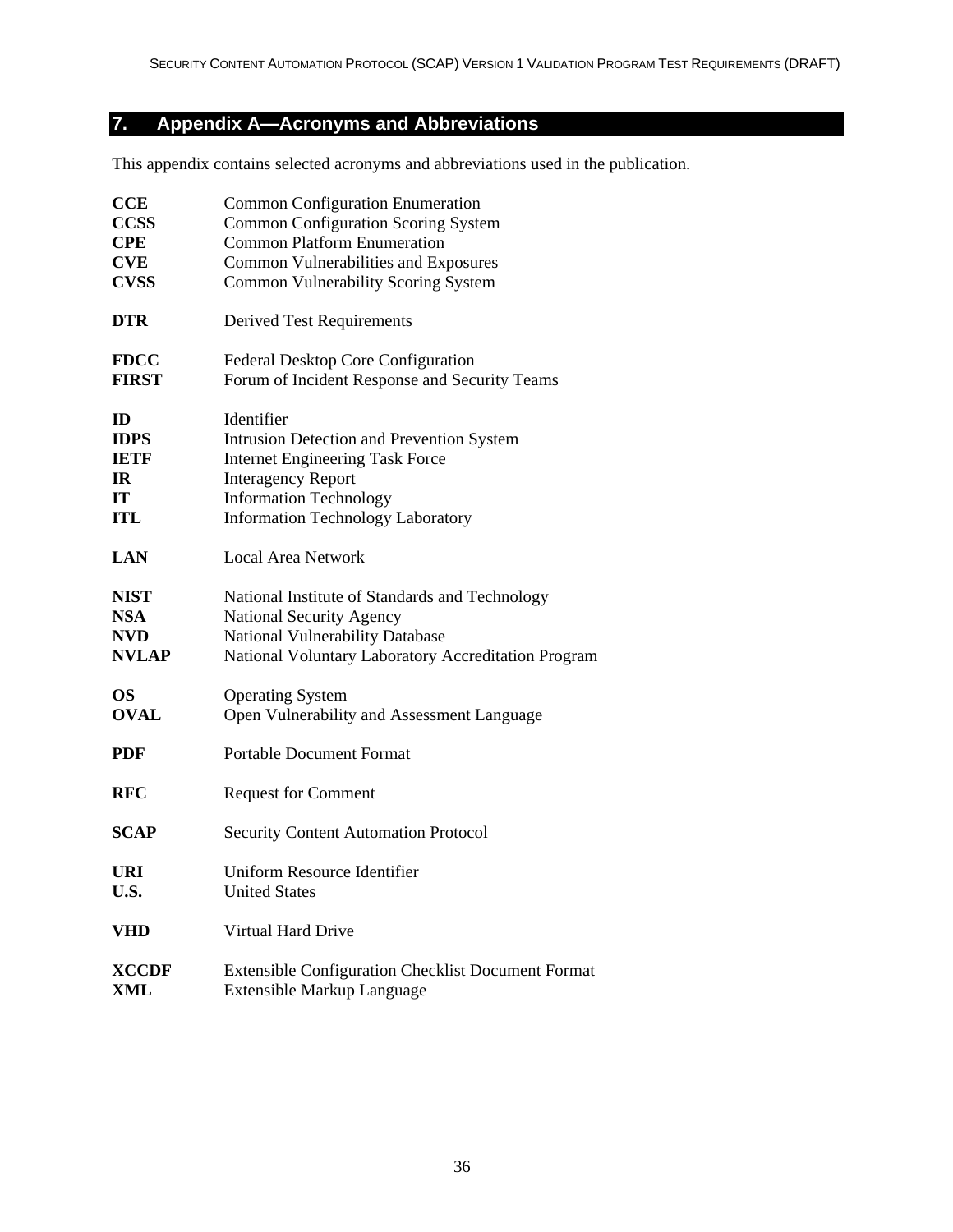# 7. Appendix A—Acronyms and Abbreviations

This appendix contains selected acronyms and abbreviations used in the publication.

**CCE** Common Configuration Enumeration
**CCSS** Common Configuration Scoring System
**CPE** Common Platform Enumeration
**CVE** Common Vulnerabilities and Exposures
**CVSS** Common Vulnerability Scoring System

**DTR** Derived Test Requirements

**FDCC** Federal Desktop Core Configuration
**FIRST** Forum of Incident Response and Security Teams

**ID** Identifier
**IDPS** Intrusion Detection and Prevention System
**IETF** Internet Engineering Task Force
**IR** Interagency Report
**IT** Information Technology
**ITL** Information Technology Laboratory

**LAN** Local Area Network

**NIST** National Institute of Standards and Technology
**NSA** National Security Agency
**NVD** National Vulnerability Database
**NVLAP** National Voluntary Laboratory Accreditation Program

**OS** Operating System
**OVAL** Open Vulnerability and Assessment Language

**PDF** Portable Document Format

**RFC** Request for Comment

**SCAP** Security Content Automation Protocol

**URI** Uniform Resource Identifier
**U.S.** United States

**VHD** Virtual Hard Drive

**XCCDF** Extensible Configuration Checklist Document Format
**XML** Extensible Markup Language